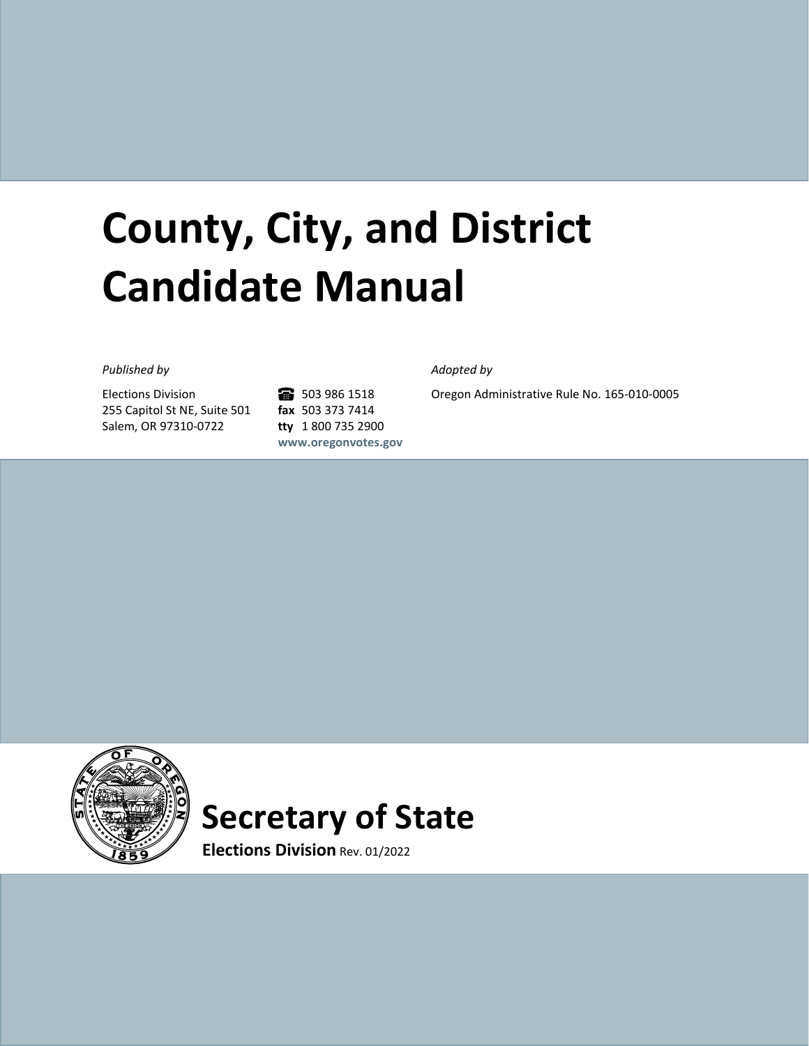# County, City, and District Candidate Manual

*Published by*

Elections Division
255 Capitol St NE, Suite 501
Salem, OR 97310-0722

503 986 1518
**fax** 503 373 7414
**tty** 1 800 735 2900
**www.oregonvotes.gov**

*Adopted by*

Oregon Administrative Rule No. 165-010-0005

# Secretary of State

**Elections Division** Rev. 01/2022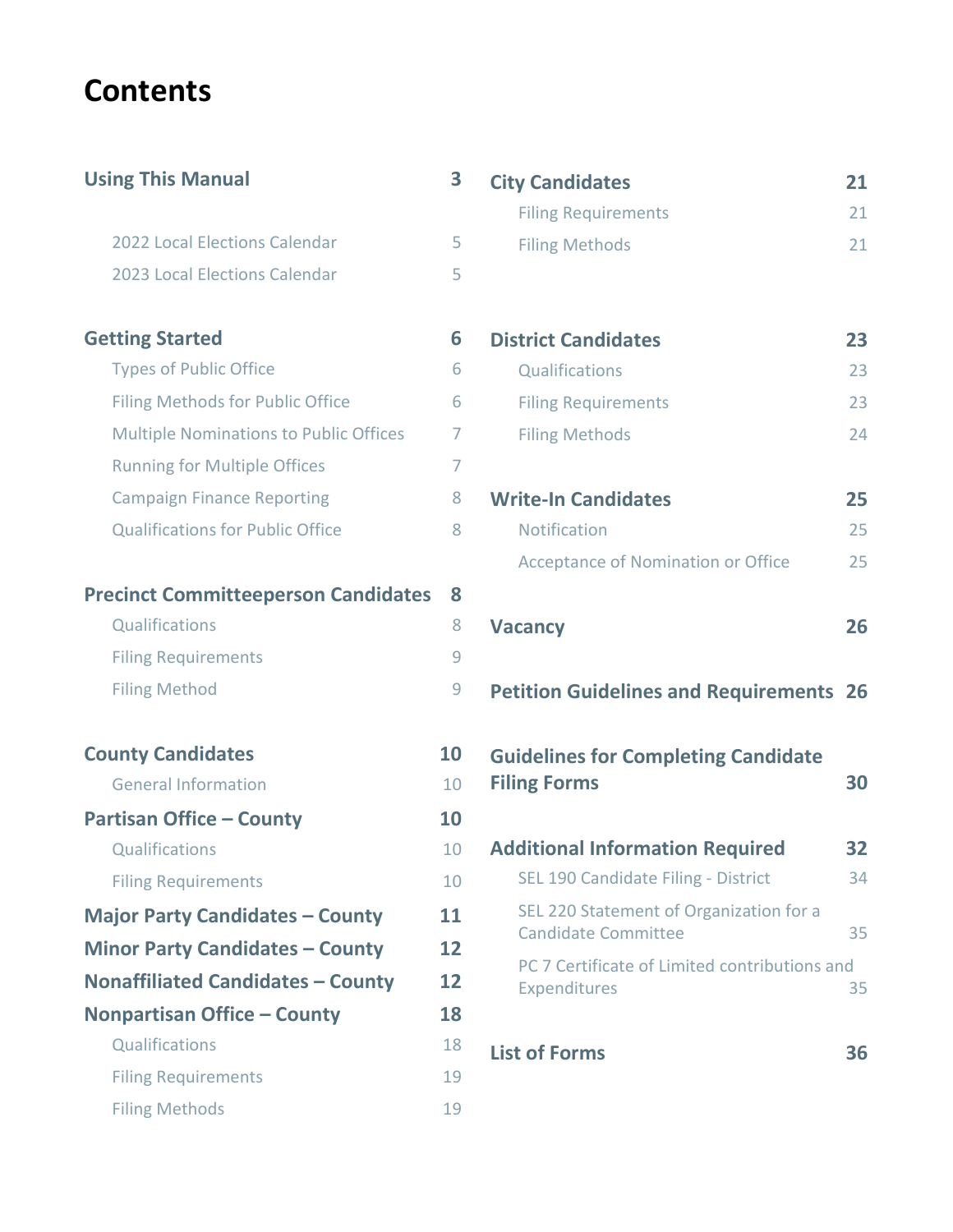# Contents

| Section | Page |
|---|---|
| **Using This Manual** | **3** |
| 2022 Local Elections Calendar | 5 |
| 2023 Local Elections Calendar | 5 |
| **Getting Started** | **6** |
| Types of Public Office | 6 |
| Filing Methods for Public Office | 6 |
| Multiple Nominations to Public Offices | 7 |
| Running for Multiple Offices | 7 |
| Campaign Finance Reporting | 8 |
| Qualifications for Public Office | 8 |
| **Precinct Committeeperson Candidates** | **8** |
| Qualifications | 8 |
| Filing Requirements | 9 |
| Filing Method | 9 |
| **County Candidates** | **10** |
| General Information | 10 |
| **Partisan Office – County** | **10** |
| Qualifications | 10 |
| Filing Requirements | 10 |
| **Major Party Candidates – County** | **11** |
| **Minor Party Candidates – County** | **12** |
| **Nonaffiliated Candidates – County** | **12** |
| **Nonpartisan Office – County** | **18** |
| Qualifications | 18 |
| Filing Requirements | 19 |
| Filing Methods | 19 |
| **City Candidates** | **21** |
| Filing Requirements | 21 |
| Filing Methods | 21 |
| **District Candidates** | **23** |
| Qualifications | 23 |
| Filing Requirements | 23 |
| Filing Methods | 24 |
| **Write-In Candidates** | **25** |
| Notification | 25 |
| Acceptance of Nomination or Office | 25 |
| **Vacancy** | **26** |
| **Petition Guidelines and Requirements** | **26** |
| **Guidelines for Completing Candidate Filing Forms** | **30** |
| **Additional Information Required** | **32** |
| SEL 190 Candidate Filing - District | 34 |
| SEL 220 Statement of Organization for a Candidate Committee | 35 |
| PC 7 Certificate of Limited contributions and Expenditures | 35 |
| **List of Forms** | **36** |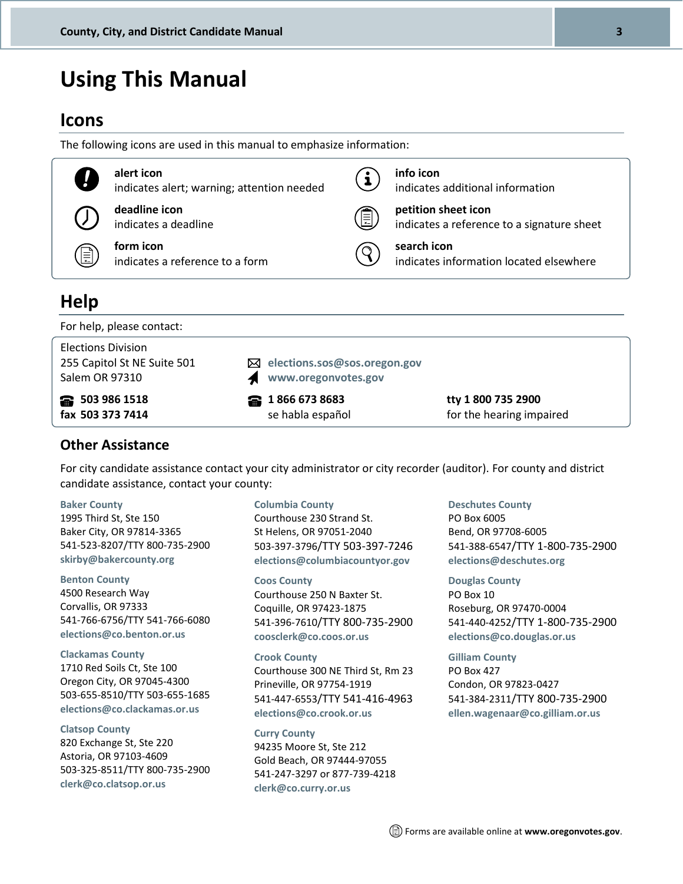# Using This Manual

## Icons

The following icons are used in this manual to emphasize information:

| | |
|---|---|
| **alert icon** indicates alert; warning; attention needed | **info icon** indicates additional information |
| **deadline icon** indicates a deadline | **petition sheet icon** indicates a reference to a signature sheet |
| **form icon** indicates a reference to a form | **search icon** indicates information located elsewhere |

## Help

For help, please contact:

Elections Division
255 Capitol St NE Suite 501
Salem OR 97310

**elections.sos@sos.oregon.gov**
**www.oregonvotes.gov**

**503 986 1518**
**fax 503 373 7414**

**1 866 673 8683**
se habla español

**tty 1 800 735 2900**
for the hearing impaired

### Other Assistance

For city candidate assistance contact your city administrator or city recorder (auditor). For county and district candidate assistance, contact your county:

**Baker County**
1995 Third St, Ste 150
Baker City, OR 97814-3365
541-523-8207/TTY 800-735-2900
**skirby@bakercounty.org**

**Benton County**
4500 Research Way
Corvallis, OR 97333
541-766-6756/TTY 541-766-6080
**elections@co.benton.or.us**

**Clackamas County**
1710 Red Soils Ct, Ste 100
Oregon City, OR 97045-4300
503-655-8510/TTY 503-655-1685
**elections@co.clackamas.or.us**

**Clatsop County**
820 Exchange St, Ste 220
Astoria, OR 97103-4609
503-325-8511/TTY 800-735-2900
**clerk@co.clatsop.or.us**

**Columbia County**
Courthouse 230 Strand St.
St Helens, OR 97051-2040
503-397-3796/TTY 503-397-7246
**elections@columbiacountyor.gov**

**Coos County**
Courthouse 250 N Baxter St.
Coquille, OR 97423-1875
541-396-7610/TTY 800-735-2900
**coosclerk@co.coos.or.us**

**Crook County**
Courthouse 300 NE Third St, Rm 23
Prineville, OR 97754-1919
541-447-6553/TTY 541-416-4963
**elections@co.crook.or.us**

**Curry County**
94235 Moore St, Ste 212
Gold Beach, OR 97444-97055
541-247-3297 or 877-739-4218
**clerk@co.curry.or.us**

**Deschutes County**
PO Box 6005
Bend, OR 97708-6005
541-388-6547/TTY 1-800-735-2900
**elections@deschutes.org**

**Douglas County**
PO Box 10
Roseburg, OR 97470-0004
541-440-4252/TTY 1-800-735-2900
**elections@co.douglas.or.us**

**Gilliam County**
PO Box 427
Condon, OR 97823-0427
541-384-2311/TTY 800-735-2900
**ellen.wagenaar@co.gilliam.or.us**

Forms are available online at **www.oregonvotes.gov**.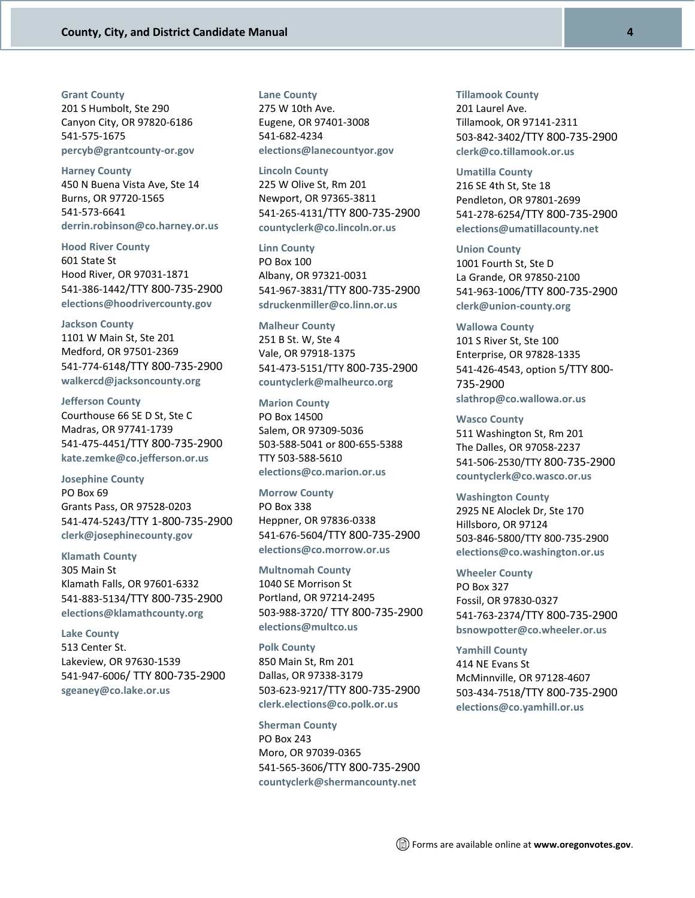**Grant County**
201 S Humbolt, Ste 290
Canyon City, OR 97820-6186
541-575-1675
**percyb@grantcounty-or.gov**

**Harney County**
450 N Buena Vista Ave, Ste 14
Burns, OR 97720-1565
541-573-6641
**derrin.robinson@co.harney.or.us**

**Hood River County**
601 State St
Hood River, OR 97031-1871
541-386-1442/TTY 800-735-2900
**elections@hoodrivercounty.gov**

**Jackson County**
1101 W Main St, Ste 201
Medford, OR 97501-2369
541-774-6148/TTY 800-735-2900
**walkercd@jacksoncounty.org**

**Jefferson County**
Courthouse 66 SE D St, Ste C
Madras, OR 97741-1739
541-475-4451/TTY 800-735-2900
**kate.zemke@co.jefferson.or.us**

**Josephine County**
PO Box 69
Grants Pass, OR 97528-0203
541-474-5243/TTY 1-800-735-2900
**clerk@josephinecounty.gov**

**Klamath County**
305 Main St
Klamath Falls, OR 97601-6332
541-883-5134/TTY 800-735-2900
**elections@klamathcounty.org**

**Lake County**
513 Center St.
Lakeview, OR 97630-1539
541-947-6006/ TTY 800-735-2900
**sgeaney@co.lake.or.us**

**Lane County**
275 W 10th Ave.
Eugene, OR 97401-3008
541-682-4234
**elections@lanecountyor.gov**

**Lincoln County**
225 W Olive St, Rm 201
Newport, OR 97365-3811
541-265-4131/TTY 800-735-2900
**countyclerk@co.lincoln.or.us**

**Linn County**
PO Box 100
Albany, OR 97321-0031
541-967-3831/TTY 800-735-2900
**sdruckenmiller@co.linn.or.us**

**Malheur County**
251 B St. W, Ste 4
Vale, OR 97918-1375
541-473-5151/TTY 800-735-2900
**countyclerk@malheurco.org**

**Marion County**
PO Box 14500
Salem, OR 97309-5036
503-588-5041 or 800-655-5388
TTY 503-588-5610
**elections@co.marion.or.us**

**Morrow County**
PO Box 338
Heppner, OR 97836-0338
541-676-5604/TTY 800-735-2900
**elections@co.morrow.or.us**

**Multnomah County**
1040 SE Morrison St
Portland, OR 97214-2495
503-988-3720/ TTY 800-735-2900
**elections@multco.us**

**Polk County**
850 Main St, Rm 201
Dallas, OR 97338-3179
503-623-9217/TTY 800-735-2900
**clerk.elections@co.polk.or.us**

**Sherman County**
PO Box 243
Moro, OR 97039-0365
541-565-3606/TTY 800-735-2900
**countyclerk@shermancounty.net**

**Tillamook County**
201 Laurel Ave.
Tillamook, OR 97141-2311
503-842-3402/TTY 800-735-2900
**clerk@co.tillamook.or.us**

**Umatilla County**
216 SE 4th St, Ste 18
Pendleton, OR 97801-2699
541-278-6254/TTY 800-735-2900
**elections@umatillacounty.net**

**Union County**
1001 Fourth St, Ste D
La Grande, OR 97850-2100
541-963-1006/TTY 800-735-2900
**clerk@union-county.org**

**Wallowa County**
101 S River St, Ste 100
Enterprise, OR 97828-1335
541-426-4543, option 5/TTY 800-735-2900
**slathrop@co.wallowa.or.us**

**Wasco County**
511 Washington St, Rm 201
The Dalles, OR 97058-2237
541-506-2530/TTY 800-735-2900
**countyclerk@co.wasco.or.us**

**Washington County**
2925 NE Aloclek Dr, Ste 170
Hillsboro, OR 97124
503-846-5800/TTY 800-735-2900
**elections@co.washington.or.us**

**Wheeler County**
PO Box 327
Fossil, OR 97830-0327
541-763-2374/TTY 800-735-2900
**bsnowpotter@co.wheeler.or.us**

**Yamhill County**
414 NE Evans St
McMinnville, OR 97128-4607
503-434-7518/TTY 800-735-2900
**elections@co.yamhill.or.us**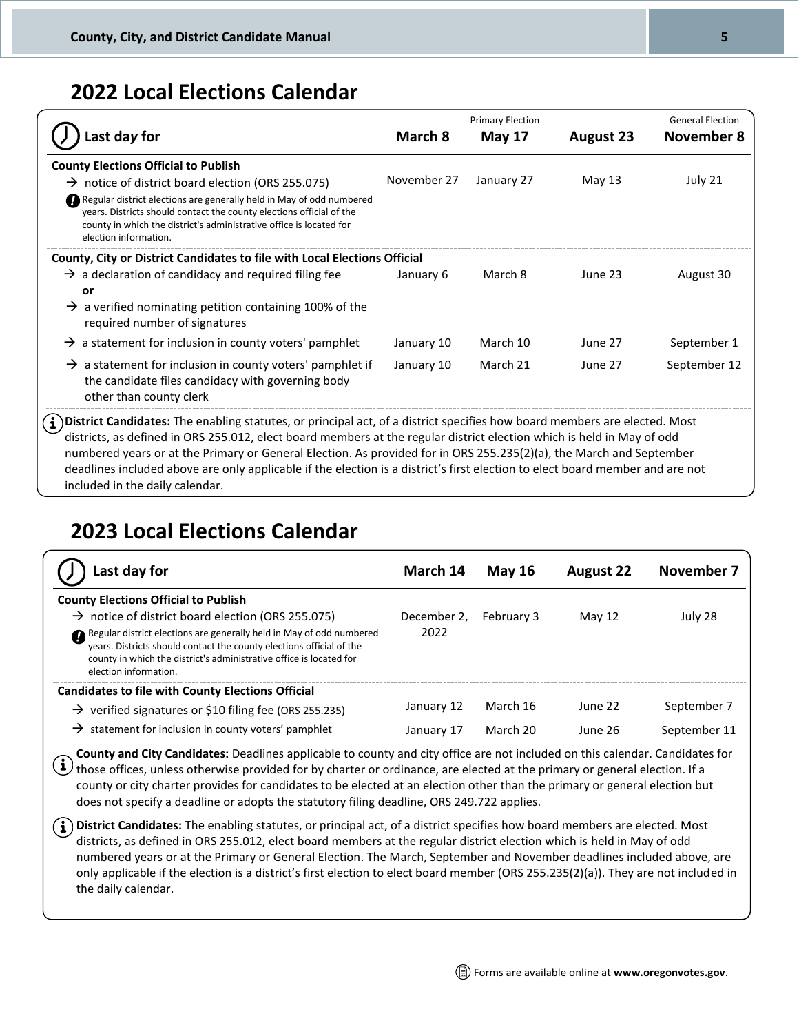## 2022 Local Elections Calendar

| Last day for | March 8 | Primary Election May 17 | August 23 | General Election November 8 |
|---|---|---|---|---|
| **County Elections Official to Publish** | | | | |
| → notice of district board election (ORS 255.075) | November 27 | January 27 | May 13 | July 21 |
| Regular district elections are generally held in May of odd numbered years. Districts should contact the county elections official of the county in which the district's administrative office is located for election information. | | | | |
| **County, City or District Candidates to file with Local Elections Official** | | | | |
| → a declaration of candidacy and required filing fee **or** → a verified nominating petition containing 100% of the required number of signatures | January 6 | March 8 | June 23 | August 30 |
| → a statement for inclusion in county voters' pamphlet | January 10 | March 10 | June 27 | September 1 |
| → a statement for inclusion in county voters' pamphlet if the candidate files candidacy with governing body other than county clerk | January 10 | March 21 | June 27 | September 12 |

**District Candidates:** The enabling statutes, or principal act, of a district specifies how board members are elected. Most districts, as defined in ORS 255.012, elect board members at the regular district election which is held in May of odd numbered years or at the Primary or General Election. As provided for in ORS 255.235(2)(a), the March and September deadlines included above are only applicable if the election is a district's first election to elect board member and are not included in the daily calendar.

## 2023 Local Elections Calendar

| Last day for | March 14 | May 16 | August 22 | November 7 |
|---|---|---|---|---|
| **County Elections Official to Publish** | | | | |
| → notice of district board election (ORS 255.075) | December 2, 2022 | February 3 | May 12 | July 28 |
| Regular district elections are generally held in May of odd numbered years. Districts should contact the county elections official of the county in which the district's administrative office is located for election information. | | | | |
| **Candidates to file with County Elections Official** | | | | |
| → verified signatures or $10 filing fee (ORS 255.235) | January 12 | March 16 | June 22 | September 7 |
| → statement for inclusion in county voters' pamphlet | January 17 | March 20 | June 26 | September 11 |

**County and City Candidates:** Deadlines applicable to county and city office are not included on this calendar. Candidates for those offices, unless otherwise provided for by charter or ordinance, are elected at the primary or general election. If a county or city charter provides for candidates to be elected at an election other than the primary or general election but does not specify a deadline or adopts the statutory filing deadline, ORS 249.722 applies.

**District Candidates:** The enabling statutes, or principal act, of a district specifies how board members are elected. Most districts, as defined in ORS 255.012, elect board members at the regular district election which is held in May of odd numbered years or at the Primary or General Election. The March, September and November deadlines included above, are only applicable if the election is a district's first election to elect board member (ORS 255.235(2)(a)). They are not included in the daily calendar.

Forms are available online at **www.oregonvotes.gov**.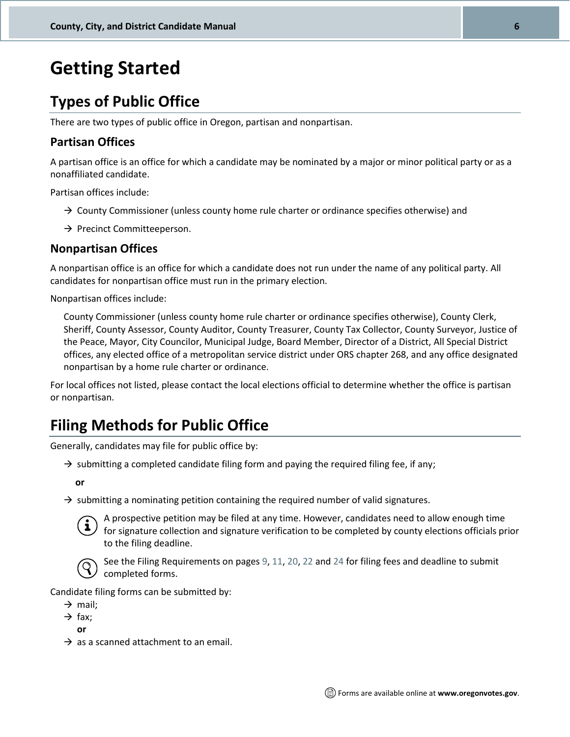# Getting Started

## Types of Public Office

There are two types of public office in Oregon, partisan and nonpartisan.

### Partisan Offices

A partisan office is an office for which a candidate may be nominated by a major or minor political party or as a nonaffiliated candidate.

Partisan offices include:

- → County Commissioner (unless county home rule charter or ordinance specifies otherwise) and
- → Precinct Committeeperson.

### Nonpartisan Offices

A nonpartisan office is an office for which a candidate does not run under the name of any political party. All candidates for nonpartisan office must run in the primary election.

Nonpartisan offices include:

County Commissioner (unless county home rule charter or ordinance specifies otherwise), County Clerk, Sheriff, County Assessor, County Auditor, County Treasurer, County Tax Collector, County Surveyor, Justice of the Peace, Mayor, City Councilor, Municipal Judge, Board Member, Director of a District, All Special District offices, any elected office of a metropolitan service district under ORS chapter 268, and any office designated nonpartisan by a home rule charter or ordinance.

For local offices not listed, please contact the local elections official to determine whether the office is partisan or nonpartisan.

## Filing Methods for Public Office

Generally, candidates may file for public office by:

- → submitting a completed candidate filing form and paying the required filing fee, if any;

  **or**

- → submitting a nominating petition containing the required number of valid signatures.

A prospective petition may be filed at any time. However, candidates need to allow enough time for signature collection and signature verification to be completed by county elections officials prior to the filing deadline.

See the Filing Requirements on pages 9, 11, 20, 22 and 24 for filing fees and deadline to submit completed forms.

Candidate filing forms can be submitted by:

- → mail;
- → fax;

  **or**

- → as a scanned attachment to an email.

Forms are available online at **www.oregonvotes.gov**.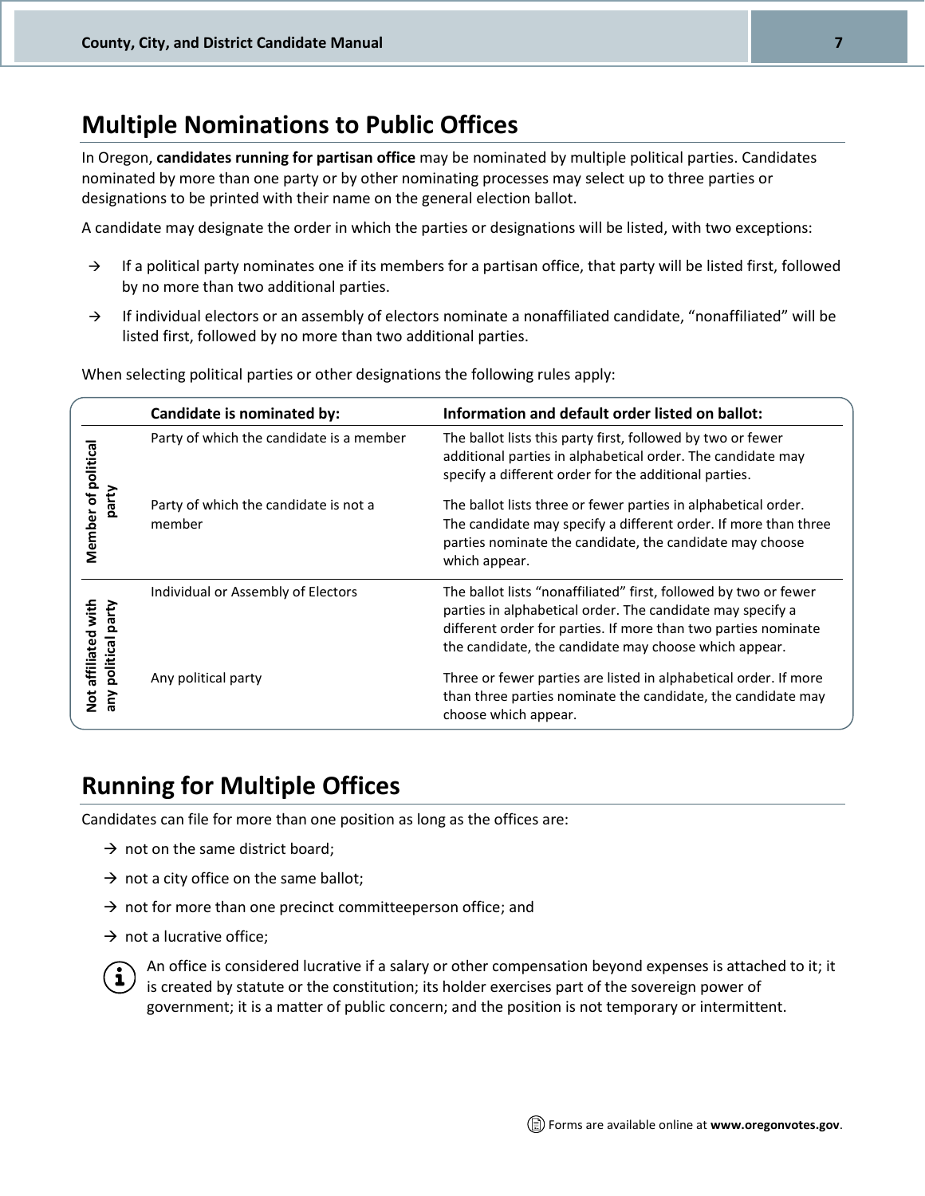## Multiple Nominations to Public Offices

In Oregon, **candidates running for partisan office** may be nominated by multiple political parties. Candidates nominated by more than one party or by other nominating processes may select up to three parties or designations to be printed with their name on the general election ballot.

A candidate may designate the order in which the parties or designations will be listed, with two exceptions:

- → If a political party nominates one if its members for a partisan office, that party will be listed first, followed by no more than two additional parties.
- → If individual electors or an assembly of electors nominate a nonaffiliated candidate, "nonaffiliated" will be listed first, followed by no more than two additional parties.

When selecting political parties or other designations the following rules apply:

| | Candidate is nominated by: | Information and default order listed on ballot: |
|---|---|---|
| Member of political party | Party of which the candidate is a member | The ballot lists this party first, followed by two or fewer additional parties in alphabetical order. The candidate may specify a different order for the additional parties. |
| | Party of which the candidate is not a member | The ballot lists three or fewer parties in alphabetical order. The candidate may specify a different order. If more than three parties nominate the candidate, the candidate may choose which appear. |
| Not affiliated with any political party | Individual or Assembly of Electors | The ballot lists "nonaffiliated" first, followed by two or fewer parties in alphabetical order. The candidate may specify a different order for parties. If more than two parties nominate the candidate, the candidate may choose which appear. |
| | Any political party | Three or fewer parties are listed in alphabetical order. If more than three parties nominate the candidate, the candidate may choose which appear. |

## Running for Multiple Offices

Candidates can file for more than one position as long as the offices are:

- → not on the same district board;
- → not a city office on the same ballot;
- → not for more than one precinct committeeperson office; and
- → not a lucrative office;

An office is considered lucrative if a salary or other compensation beyond expenses is attached to it; it is created by statute or the constitution; its holder exercises part of the sovereign power of government; it is a matter of public concern; and the position is not temporary or intermittent.

Forms are available online at **www.oregonvotes.gov**.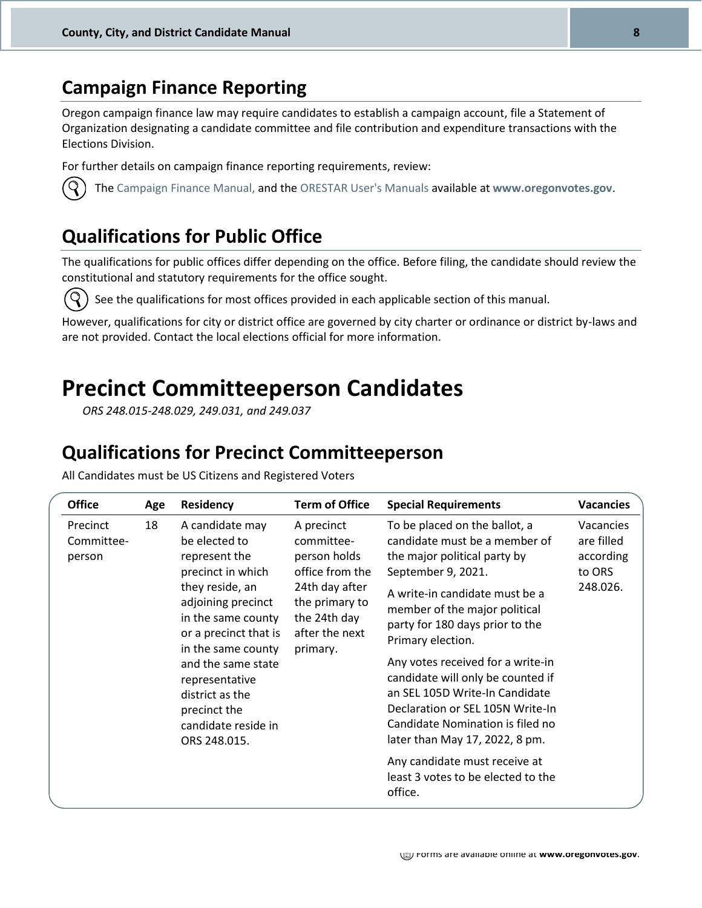## Campaign Finance Reporting

Oregon campaign finance law may require candidates to establish a campaign account, file a Statement of Organization designating a candidate committee and file contribution and expenditure transactions with the Elections Division.

For further details on campaign finance reporting requirements, review:

The Campaign Finance Manual, and the ORESTAR User's Manuals available at **www.oregonvotes.gov**.

## Qualifications for Public Office

The qualifications for public offices differ depending on the office. Before filing, the candidate should review the constitutional and statutory requirements for the office sought.

See the qualifications for most offices provided in each applicable section of this manual.

However, qualifications for city or district office are governed by city charter or ordinance or district by-laws and are not provided. Contact the local elections official for more information.

# Precinct Committeeperson Candidates

*ORS 248.015-248.029, 249.031, and 249.037*

## Qualifications for Precinct Committeeperson

All Candidates must be US Citizens and Registered Voters

| Office | Age | Residency | Term of Office | Special Requirements | Vacancies |
|---|---|---|---|---|---|
| Precinct Committee-person | 18 | A candidate may be elected to represent the precinct in which they reside, an adjoining precinct in the same county or a precinct that is in the same county and the same state representative district as the precinct the candidate reside in ORS 248.015. | A precinct committee-person holds office from the 24th day after the primary to the 24th day after the next primary. | To be placed on the ballot, a candidate must be a member of the major political party by September 9, 2021. <br><br> A write-in candidate must be a member of the major political party for 180 days prior to the Primary election. <br><br> Any votes received for a write-in candidate will only be counted if an SEL 105D Write-In Candidate Declaration or SEL 105N Write-In Candidate Nomination is filed no later than May 17, 2022, 8 pm. <br><br> Any candidate must receive at least 3 votes to be elected to the office. | Vacancies are filled according to ORS 248.026. |

Forms are available online at **www.oregonvotes.gov**.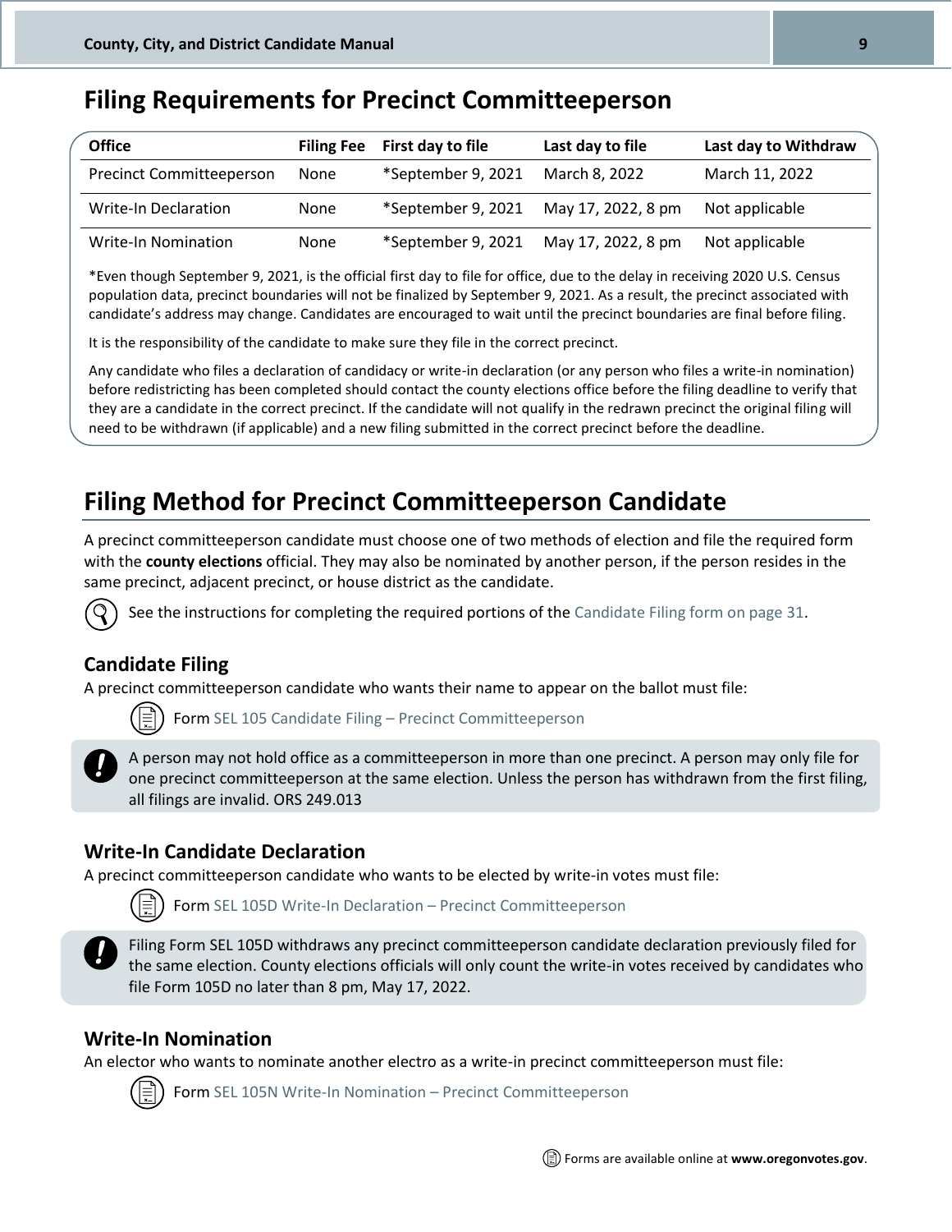## Filing Requirements for Precinct Committeeperson

| Office | Filing Fee | First day to file | Last day to file | Last day to Withdraw |
|---|---|---|---|---|
| Precinct Committeeperson | None | *September 9, 2021 | March 8, 2022 | March 11, 2022 |
| Write-In Declaration | None | *September 9, 2021 | May 17, 2022, 8 pm | Not applicable |
| Write-In Nomination | None | *September 9, 2021 | May 17, 2022, 8 pm | Not applicable |

*Even though September 9, 2021, is the official first day to file for office, due to the delay in receiving 2020 U.S. Census population data, precinct boundaries will not be finalized by September 9, 2021. As a result, the precinct associated with candidate's address may change. Candidates are encouraged to wait until the precinct boundaries are final before filing.

It is the responsibility of the candidate to make sure they file in the correct precinct.

Any candidate who files a declaration of candidacy or write-in declaration (or any person who files a write-in nomination) before redistricting has been completed should contact the county elections office before the filing deadline to verify that they are a candidate in the correct precinct. If the candidate will not qualify in the redrawn precinct the original filing will need to be withdrawn (if applicable) and a new filing submitted in the correct precinct before the deadline.

## Filing Method for Precinct Committeeperson Candidate

A precinct committeeperson candidate must choose one of two methods of election and file the required form with the **county elections** official. They may also be nominated by another person, if the person resides in the same precinct, adjacent precinct, or house district as the candidate.

See the instructions for completing the required portions of the Candidate Filing form on page 31.

### Candidate Filing

A precinct committeeperson candidate who wants their name to appear on the ballot must file:

Form SEL 105 Candidate Filing – Precinct Committeeperson

A person may not hold office as a committeeperson in more than one precinct. A person may only file for one precinct committeeperson at the same election. Unless the person has withdrawn from the first filing, all filings are invalid. ORS 249.013

### Write-In Candidate Declaration

A precinct committeeperson candidate who wants to be elected by write-in votes must file:

Form SEL 105D Write-In Declaration – Precinct Committeeperson

Filing Form SEL 105D withdraws any precinct committeeperson candidate declaration previously filed for the same election. County elections officials will only count the write-in votes received by candidates who file Form 105D no later than 8 pm, May 17, 2022.

### Write-In Nomination

An elector who wants to nominate another electro as a write-in precinct committeeperson must file:

Form SEL 105N Write-In Nomination – Precinct Committeeperson

Forms are available online at **www.oregonvotes.gov**.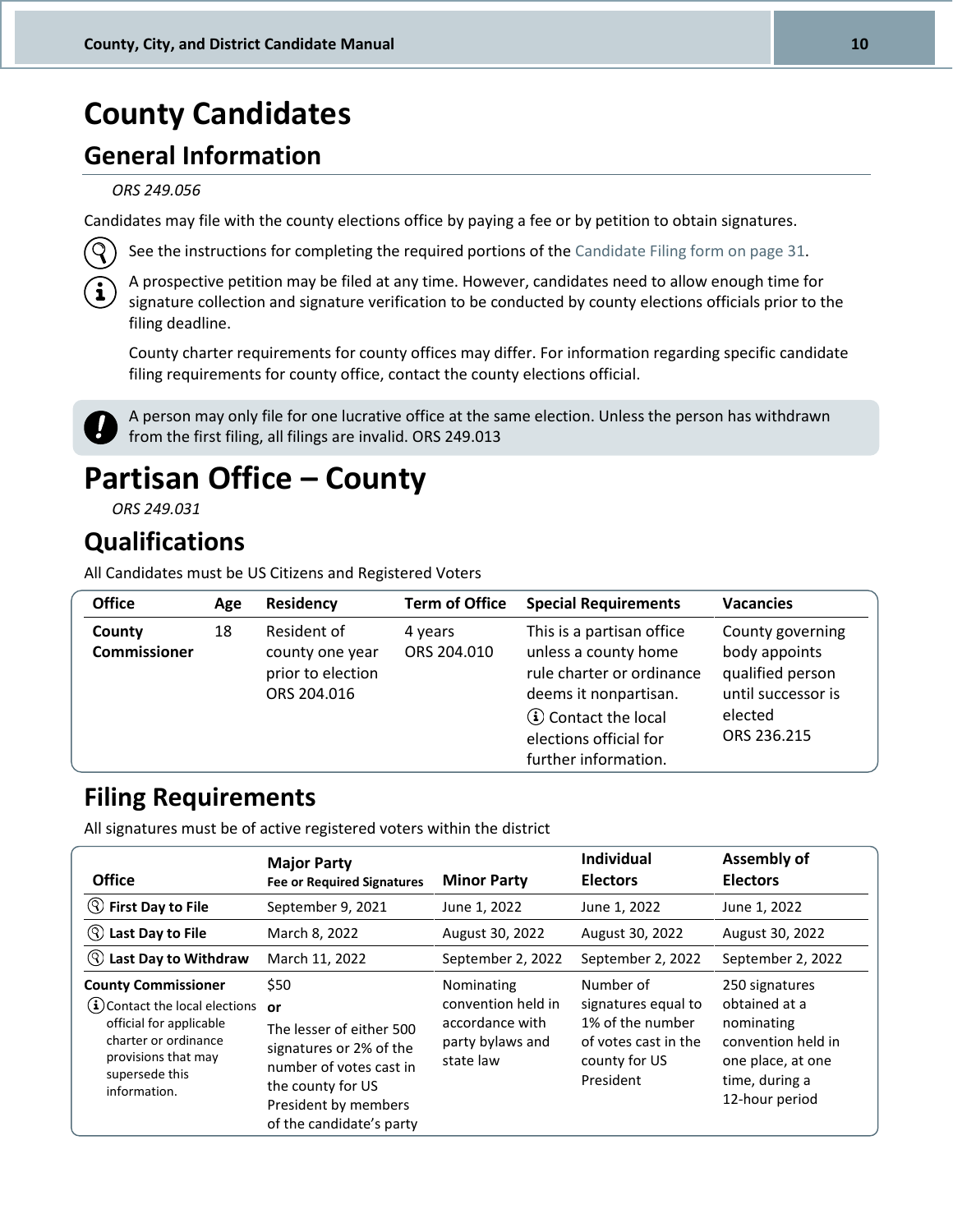# County Candidates

## General Information

*ORS 249.056*

Candidates may file with the county elections office by paying a fee or by petition to obtain signatures.

See the instructions for completing the required portions of the Candidate Filing form on page 31.

A prospective petition may be filed at any time. However, candidates need to allow enough time for signature collection and signature verification to be conducted by county elections officials prior to the filing deadline.

County charter requirements for county offices may differ. For information regarding specific candidate filing requirements for county office, contact the county elections official.

A person may only file for one lucrative office at the same election. Unless the person has withdrawn from the first filing, all filings are invalid. ORS 249.013

# Partisan Office – County

*ORS 249.031*

## Qualifications

All Candidates must be US Citizens and Registered Voters

| Office | Age | Residency | Term of Office | Special Requirements | Vacancies |
|---|---|---|---|---|---|
| **County Commissioner** | 18 | Resident of county one year prior to election ORS 204.016 | 4 years ORS 204.010 | This is a partisan office unless a county home rule charter or ordinance deems it nonpartisan. Contact the local elections official for further information. | County governing body appoints qualified person until successor is elected ORS 236.215 |

## Filing Requirements

All signatures must be of active registered voters within the district

| Office | Major Party<br>Fee or Required Signatures | Minor Party | Individual Electors | Assembly of Electors |
|---|---|---|---|---|
| **First Day to File** | September 9, 2021 | June 1, 2022 | June 1, 2022 | June 1, 2022 |
| **Last Day to File** | March 8, 2022 | August 30, 2022 | August 30, 2022 | August 30, 2022 |
| **Last Day to Withdraw** | March 11, 2022 | September 2, 2022 | September 2, 2022 | September 2, 2022 |
| **County Commissioner**<br>Contact the local elections official for applicable charter or ordinance provisions that may supersede this information. | $50<br>**or**<br>The lesser of either 500 signatures or 2% of the number of votes cast in the county for US President by members of the candidate's party | Nominating convention held in accordance with party bylaws and state law | Number of signatures equal to 1% of the number of votes cast in the county for US President | 250 signatures obtained at a nominating convention held in one place, at one time, during a 12-hour period |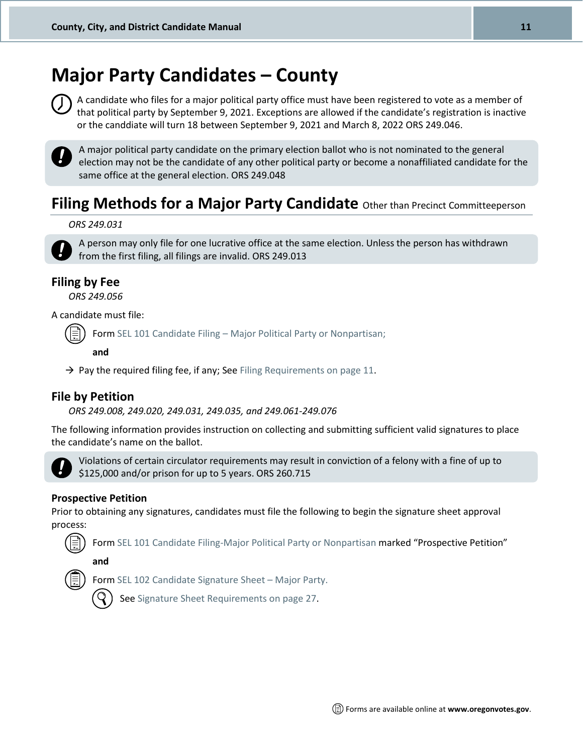# Major Party Candidates – County

A candidate who files for a major political party office must have been registered to vote as a member of that political party by September 9, 2021. Exceptions are allowed if the candidate's registration is inactive or the canddiate will turn 18 between September 9, 2021 and March 8, 2022 ORS 249.046.

A major political party candidate on the primary election ballot who is not nominated to the general election may not be the candidate of any other political party or become a nonaffiliated candidate for the same office at the general election. ORS 249.048

## Filing Methods for a Major Party Candidate Other than Precinct Committeeperson

*ORS 249.031*

A person may only file for one lucrative office at the same election. Unless the person has withdrawn from the first filing, all filings are invalid. ORS 249.013

### Filing by Fee

*ORS 249.056*

A candidate must file:

Form SEL 101 Candidate Filing – Major Political Party or Nonpartisan;

**and**

→ Pay the required filing fee, if any; See Filing Requirements on page 11.

### File by Petition

*ORS 249.008, 249.020, 249.031, 249.035, and 249.061-249.076*

The following information provides instruction on collecting and submitting sufficient valid signatures to place the candidate's name on the ballot.

Violations of certain circulator requirements may result in conviction of a felony with a fine of up to $125,000 and/or prison for up to 5 years. ORS 260.715

**Prospective Petition**

Prior to obtaining any signatures, candidates must file the following to begin the signature sheet approval process:

Form SEL 101 Candidate Filing-Major Political Party or Nonpartisan marked "Prospective Petition"

**and**

Form SEL 102 Candidate Signature Sheet – Major Party.

See Signature Sheet Requirements on page 27.

Forms are available online at **www.oregonvotes.gov**.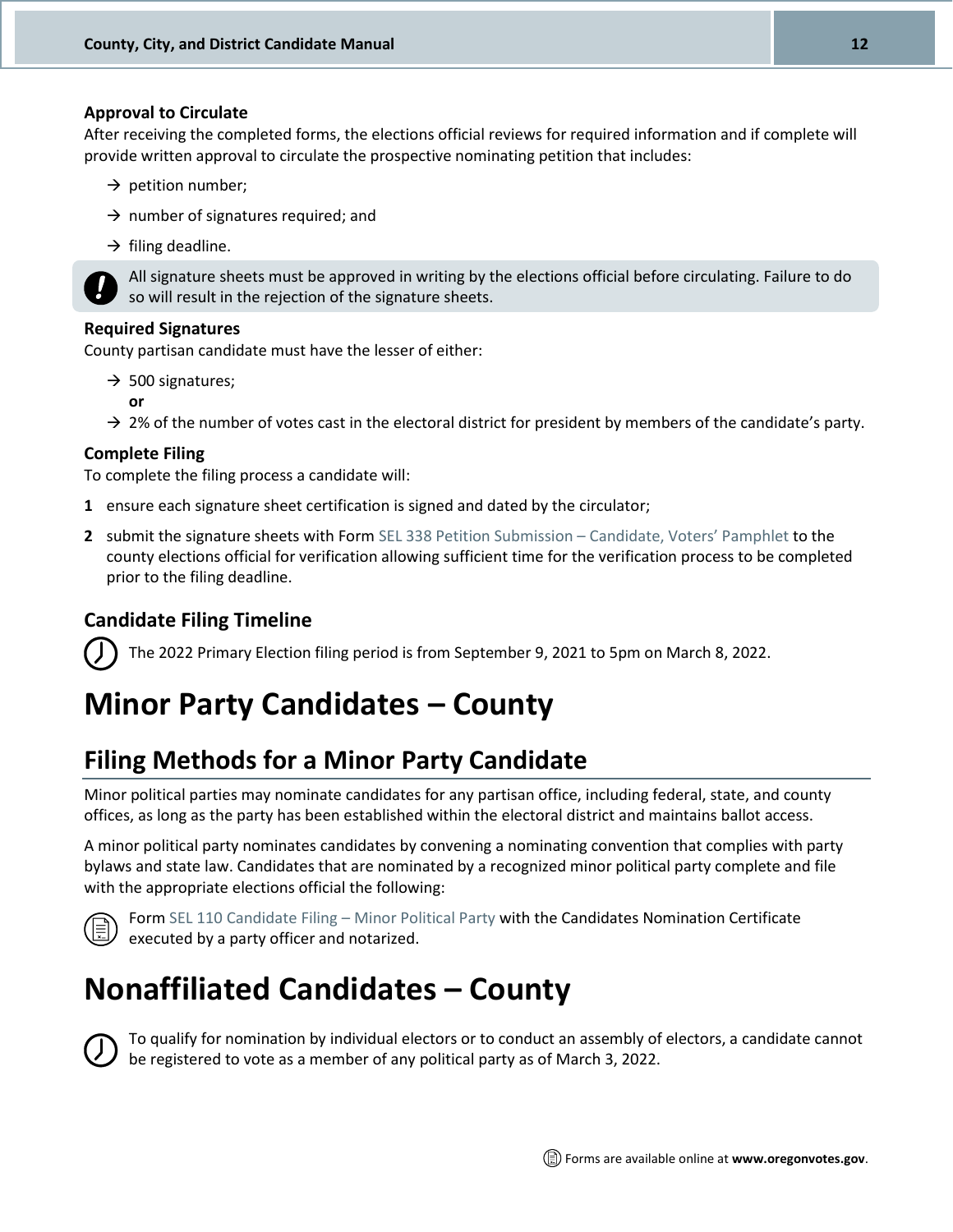### Approval to Circulate

After receiving the completed forms, the elections official reviews for required information and if complete will provide written approval to circulate the prospective nominating petition that includes:

- → petition number;
- → number of signatures required; and
- → filing deadline.

> All signature sheets must be approved in writing by the elections official before circulating. Failure to do so will result in the rejection of the signature sheets.

### Required Signatures

County partisan candidate must have the lesser of either:

- → 500 signatures;

  **or**
- → 2% of the number of votes cast in the electoral district for president by members of the candidate's party.

### Complete Filing

To complete the filing process a candidate will:

1. ensure each signature sheet certification is signed and dated by the circulator;
2. submit the signature sheets with Form SEL 338 Petition Submission – Candidate, Voters' Pamphlet to the county elections official for verification allowing sufficient time for the verification process to be completed prior to the filing deadline.

## Candidate Filing Timeline

The 2022 Primary Election filing period is from September 9, 2021 to 5pm on March 8, 2022.

# Minor Party Candidates – County

## Filing Methods for a Minor Party Candidate

Minor political parties may nominate candidates for any partisan office, including federal, state, and county offices, as long as the party has been established within the electoral district and maintains ballot access.

A minor political party nominates candidates by convening a nominating convention that complies with party bylaws and state law. Candidates that are nominated by a recognized minor political party complete and file with the appropriate elections official the following:

Form SEL 110 Candidate Filing – Minor Political Party with the Candidates Nomination Certificate executed by a party officer and notarized.

# Nonaffiliated Candidates – County

To qualify for nomination by individual electors or to conduct an assembly of electors, a candidate cannot be registered to vote as a member of any political party as of March 3, 2022.

Forms are available online at **www.oregonvotes.gov**.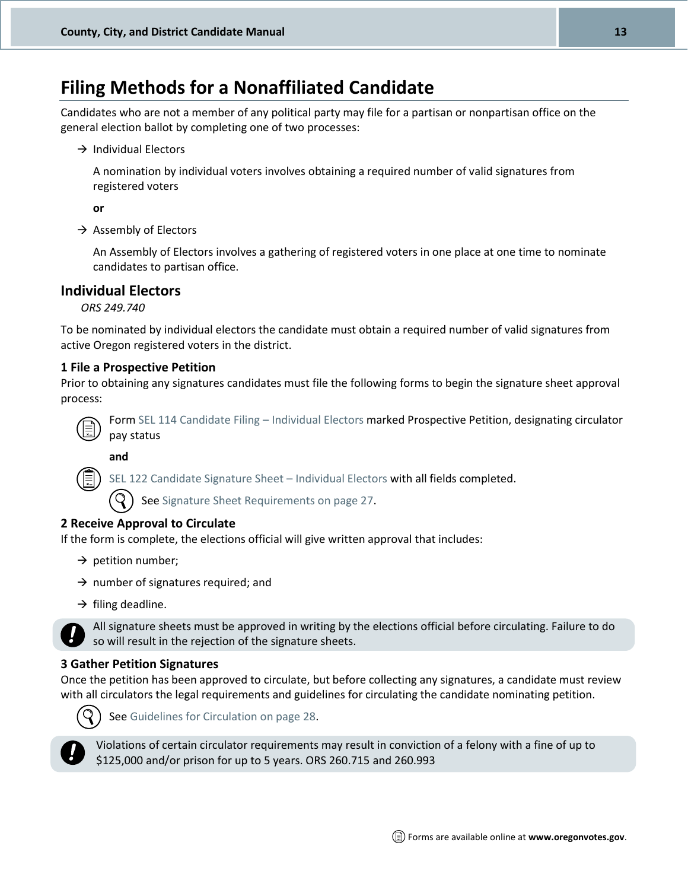# Filing Methods for a Nonaffiliated Candidate

Candidates who are not a member of any political party may file for a partisan or nonpartisan office on the general election ballot by completing one of two processes:

→ Individual Electors

A nomination by individual voters involves obtaining a required number of valid signatures from registered voters

**or**

→ Assembly of Electors

An Assembly of Electors involves a gathering of registered voters in one place at one time to nominate candidates to partisan office.

## Individual Electors

*ORS 249.740*

To be nominated by individual electors the candidate must obtain a required number of valid signatures from active Oregon registered voters in the district.

### 1 File a Prospective Petition

Prior to obtaining any signatures candidates must file the following forms to begin the signature sheet approval process:

Form SEL 114 Candidate Filing – Individual Electors marked Prospective Petition, designating circulator pay status

**and**

SEL 122 Candidate Signature Sheet – Individual Electors with all fields completed.

See Signature Sheet Requirements on page 27.

### 2 Receive Approval to Circulate

If the form is complete, the elections official will give written approval that includes:

→ petition number;

→ number of signatures required; and

→ filing deadline.

All signature sheets must be approved in writing by the elections official before circulating. Failure to do so will result in the rejection of the signature sheets.

### 3 Gather Petition Signatures

Once the petition has been approved to circulate, but before collecting any signatures, a candidate must review with all circulators the legal requirements and guidelines for circulating the candidate nominating petition.

See Guidelines for Circulation on page 28.

Violations of certain circulator requirements may result in conviction of a felony with a fine of up to $125,000 and/or prison for up to 5 years. ORS 260.715 and 260.993

Forms are available online at **www.oregonvotes.gov**.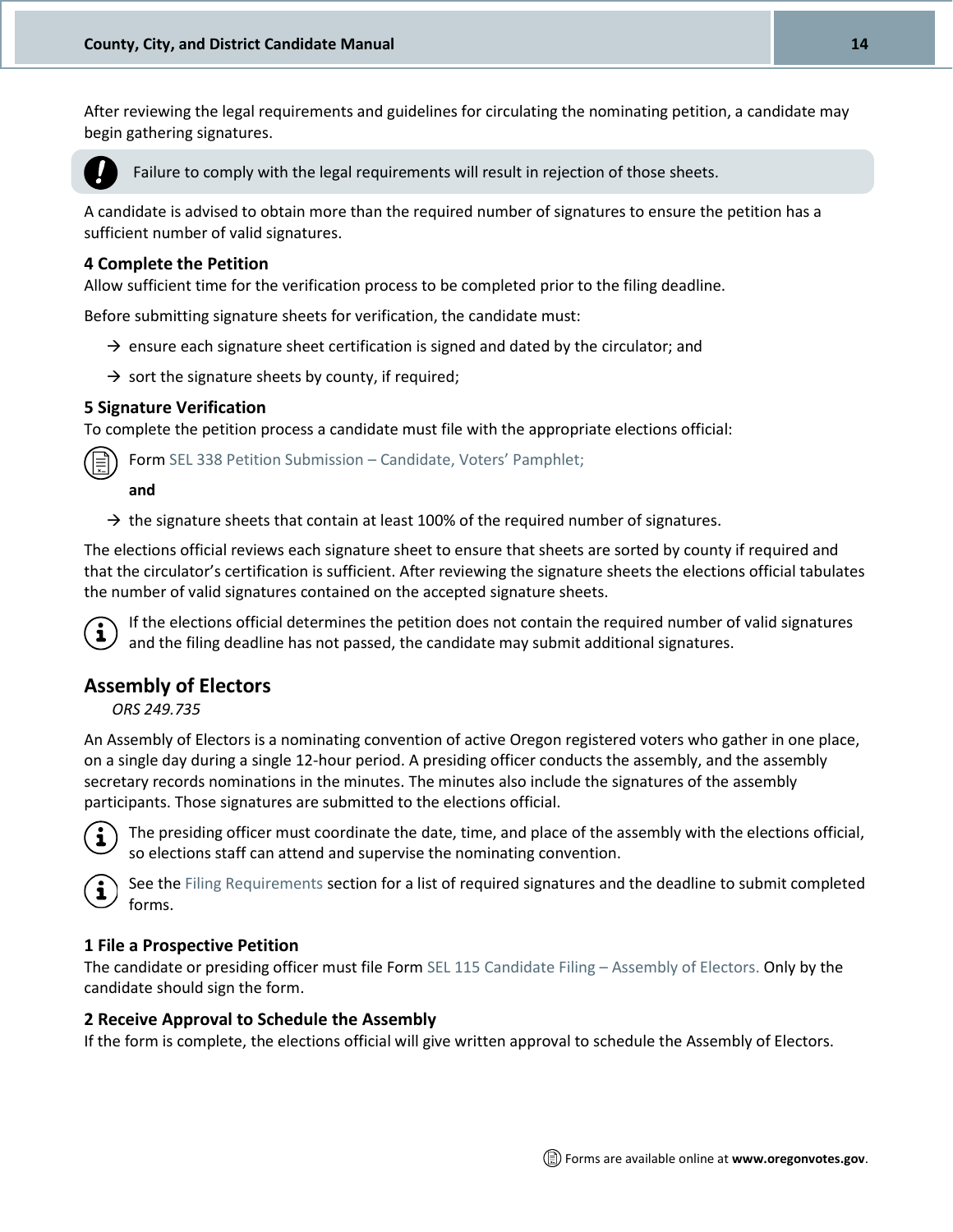After reviewing the legal requirements and guidelines for circulating the nominating petition, a candidate may begin gathering signatures.

> Failure to comply with the legal requirements will result in rejection of those sheets.

A candidate is advised to obtain more than the required number of signatures to ensure the petition has a sufficient number of valid signatures.

### 4 Complete the Petition

Allow sufficient time for the verification process to be completed prior to the filing deadline.

Before submitting signature sheets for verification, the candidate must:

- → ensure each signature sheet certification is signed and dated by the circulator; and
- → sort the signature sheets by county, if required;

### 5 Signature Verification

To complete the petition process a candidate must file with the appropriate elections official:

Form SEL 338 Petition Submission – Candidate, Voters' Pamphlet;

**and**

- → the signature sheets that contain at least 100% of the required number of signatures.

The elections official reviews each signature sheet to ensure that sheets are sorted by county if required and that the circulator's certification is sufficient. After reviewing the signature sheets the elections official tabulates the number of valid signatures contained on the accepted signature sheets.

> If the elections official determines the petition does not contain the required number of valid signatures and the filing deadline has not passed, the candidate may submit additional signatures.

## Assembly of Electors

*ORS 249.735*

An Assembly of Electors is a nominating convention of active Oregon registered voters who gather in one place, on a single day during a single 12-hour period. A presiding officer conducts the assembly, and the assembly secretary records nominations in the minutes. The minutes also include the signatures of the assembly participants. Those signatures are submitted to the elections official.

> The presiding officer must coordinate the date, time, and place of the assembly with the elections official, so elections staff can attend and supervise the nominating convention.

> See the Filing Requirements section for a list of required signatures and the deadline to submit completed forms.

### 1 File a Prospective Petition

The candidate or presiding officer must file Form SEL 115 Candidate Filing – Assembly of Electors. Only by the candidate should sign the form.

### 2 Receive Approval to Schedule the Assembly

If the form is complete, the elections official will give written approval to schedule the Assembly of Electors.

Forms are available online at **www.oregonvotes.gov**.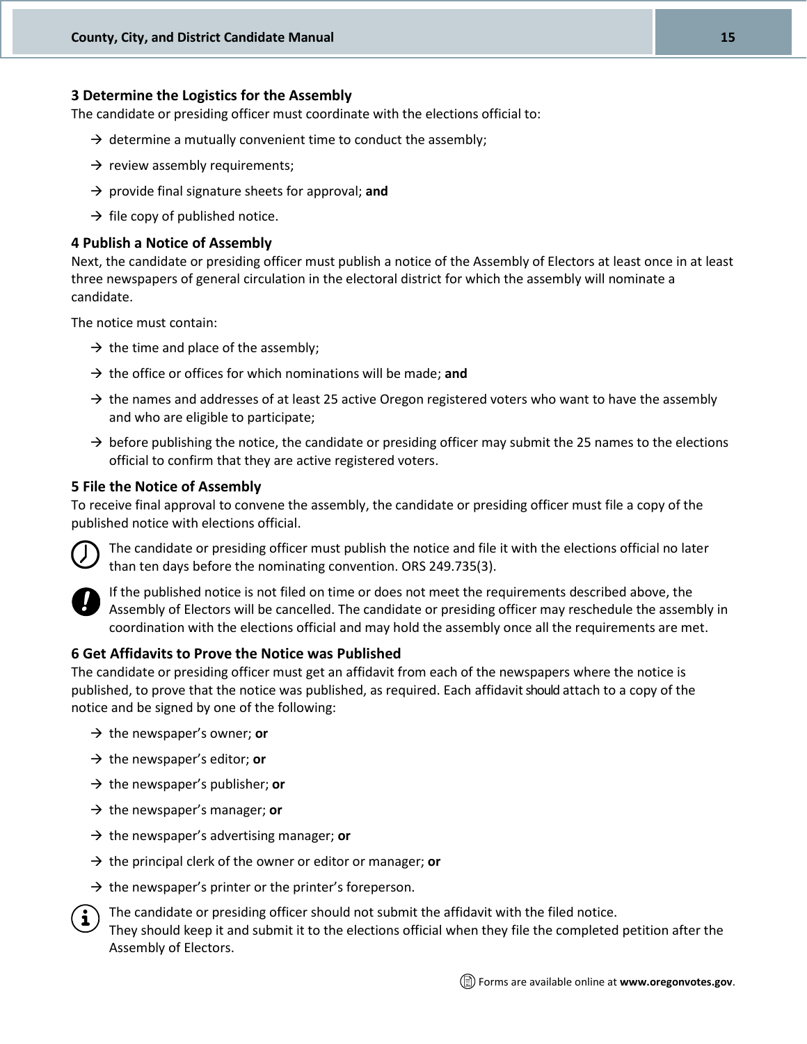### 3 Determine the Logistics for the Assembly

The candidate or presiding officer must coordinate with the elections official to:

- → determine a mutually convenient time to conduct the assembly;
- → review assembly requirements;
- → provide final signature sheets for approval; **and**
- → file copy of published notice.

### 4 Publish a Notice of Assembly

Next, the candidate or presiding officer must publish a notice of the Assembly of Electors at least once in at least three newspapers of general circulation in the electoral district for which the assembly will nominate a candidate.

The notice must contain:

- → the time and place of the assembly;
- → the office or offices for which nominations will be made; **and**
- → the names and addresses of at least 25 active Oregon registered voters who want to have the assembly and who are eligible to participate;
- → before publishing the notice, the candidate or presiding officer may submit the 25 names to the elections official to confirm that they are active registered voters.

### 5 File the Notice of Assembly

To receive final approval to convene the assembly, the candidate or presiding officer must file a copy of the published notice with elections official.

The candidate or presiding officer must publish the notice and file it with the elections official no later than ten days before the nominating convention. ORS 249.735(3).

If the published notice is not filed on time or does not meet the requirements described above, the Assembly of Electors will be cancelled. The candidate or presiding officer may reschedule the assembly in coordination with the elections official and may hold the assembly once all the requirements are met.

### 6 Get Affidavits to Prove the Notice was Published

The candidate or presiding officer must get an affidavit from each of the newspapers where the notice is published, to prove that the notice was published, as required. Each affidavit should attach to a copy of the notice and be signed by one of the following:

- → the newspaper's owner; **or**
- → the newspaper's editor; **or**
- → the newspaper's publisher; **or**
- → the newspaper's manager; **or**
- → the newspaper's advertising manager; **or**
- → the principal clerk of the owner or editor or manager; **or**
- → the newspaper's printer or the printer's foreperson.

The candidate or presiding officer should not submit the affidavit with the filed notice.
They should keep it and submit it to the elections official when they file the completed petition after the Assembly of Electors.

Forms are available online at **www.oregonvotes.gov**.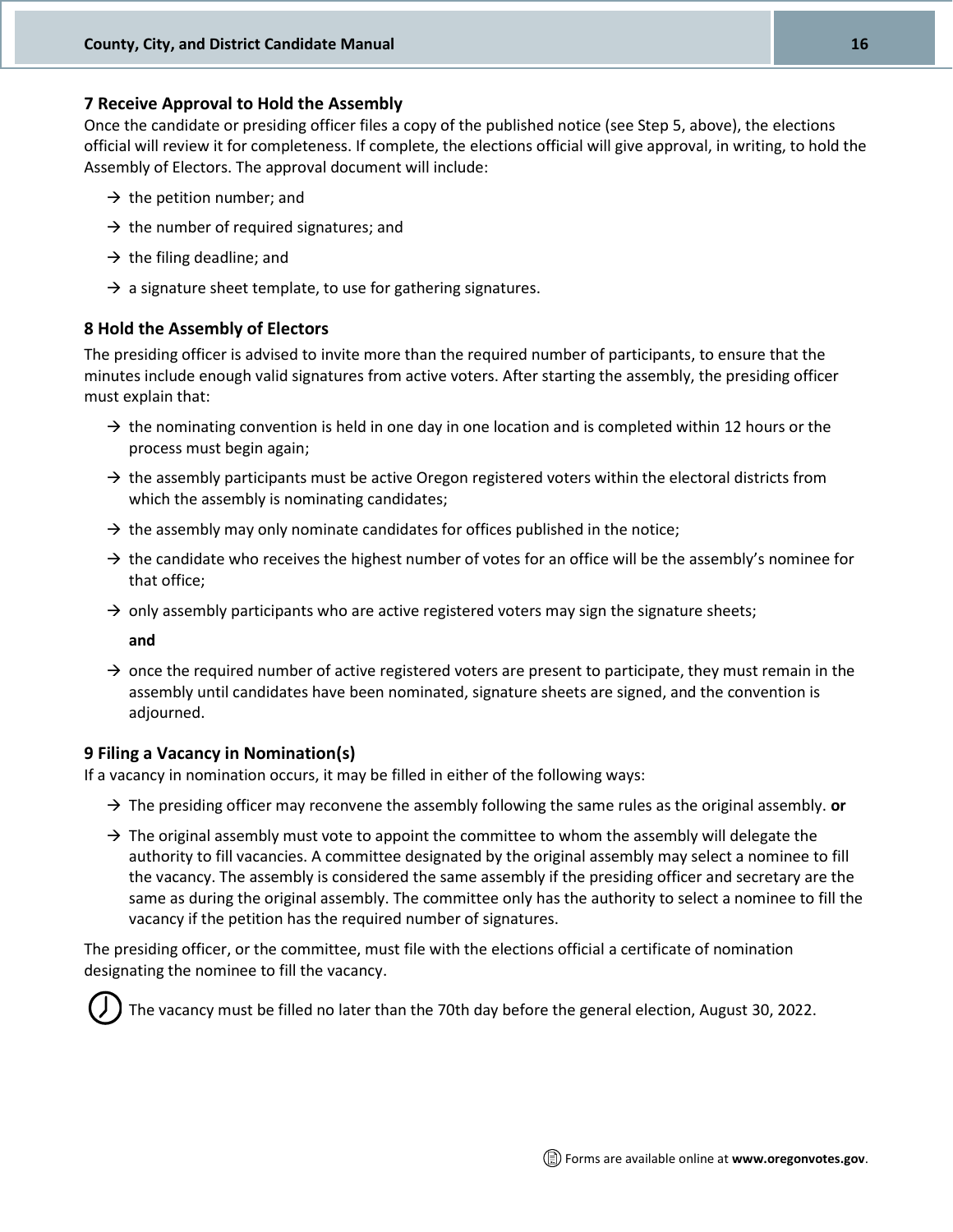## 7 Receive Approval to Hold the Assembly

Once the candidate or presiding officer files a copy of the published notice (see Step 5, above), the elections official will review it for completeness. If complete, the elections official will give approval, in writing, to hold the Assembly of Electors. The approval document will include:

- → the petition number; and
- → the number of required signatures; and
- → the filing deadline; and
- → a signature sheet template, to use for gathering signatures.

## 8 Hold the Assembly of Electors

The presiding officer is advised to invite more than the required number of participants, to ensure that the minutes include enough valid signatures from active voters. After starting the assembly, the presiding officer must explain that:

- → the nominating convention is held in one day in one location and is completed within 12 hours or the process must begin again;
- → the assembly participants must be active Oregon registered voters within the electoral districts from which the assembly is nominating candidates;
- → the assembly may only nominate candidates for offices published in the notice;
- → the candidate who receives the highest number of votes for an office will be the assembly's nominee for that office;
- → only assembly participants who are active registered voters may sign the signature sheets;

  **and**

- → once the required number of active registered voters are present to participate, they must remain in the assembly until candidates have been nominated, signature sheets are signed, and the convention is adjourned.

## 9 Filing a Vacancy in Nomination(s)

If a vacancy in nomination occurs, it may be filled in either of the following ways:

- → The presiding officer may reconvene the assembly following the same rules as the original assembly. **or**
- → The original assembly must vote to appoint the committee to whom the assembly will delegate the authority to fill vacancies. A committee designated by the original assembly may select a nominee to fill the vacancy. The assembly is considered the same assembly if the presiding officer and secretary are the same as during the original assembly. The committee only has the authority to select a nominee to fill the vacancy if the petition has the required number of signatures.

The presiding officer, or the committee, must file with the elections official a certificate of nomination designating the nominee to fill the vacancy.

The vacancy must be filled no later than the 70th day before the general election, August 30, 2022.

Forms are available online at **www.oregonvotes.gov**.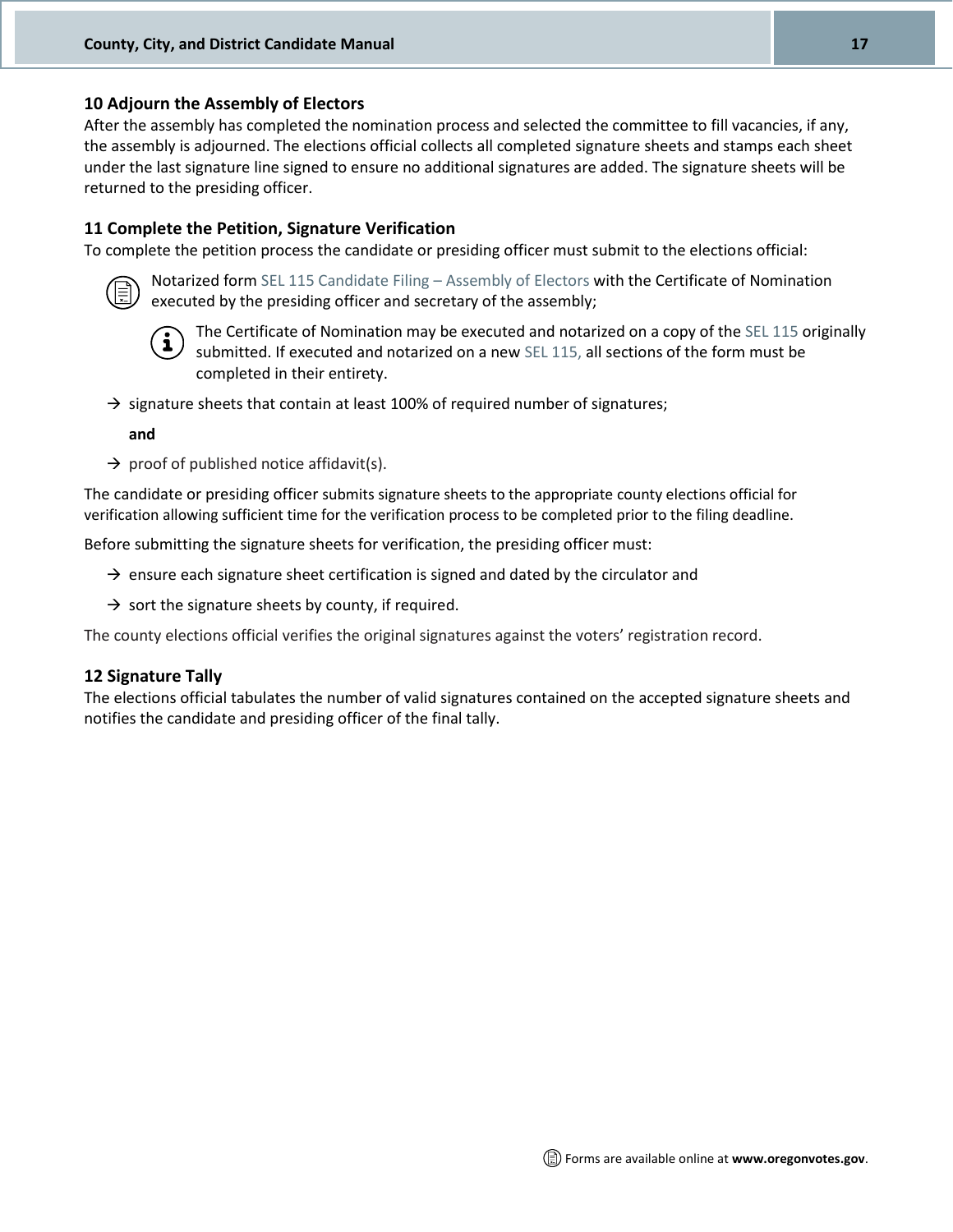## 10 Adjourn the Assembly of Electors

After the assembly has completed the nomination process and selected the committee to fill vacancies, if any, the assembly is adjourned. The elections official collects all completed signature sheets and stamps each sheet under the last signature line signed to ensure no additional signatures are added. The signature sheets will be returned to the presiding officer.

## 11 Complete the Petition, Signature Verification

To complete the petition process the candidate or presiding officer must submit to the elections official:

- Notarized form SEL 115 Candidate Filing – Assembly of Electors with the Certificate of Nomination executed by the presiding officer and secretary of the assembly;

  The Certificate of Nomination may be executed and notarized on a copy of the SEL 115 originally submitted. If executed and notarized on a new SEL 115, all sections of the form must be completed in their entirety.

- → signature sheets that contain at least 100% of required number of signatures;

  **and**

- → proof of published notice affidavit(s).

The candidate or presiding officer submits signature sheets to the appropriate county elections official for verification allowing sufficient time for the verification process to be completed prior to the filing deadline.

Before submitting the signature sheets for verification, the presiding officer must:

- → ensure each signature sheet certification is signed and dated by the circulator and
- → sort the signature sheets by county, if required.

The county elections official verifies the original signatures against the voters' registration record.

## 12 Signature Tally

The elections official tabulates the number of valid signatures contained on the accepted signature sheets and notifies the candidate and presiding officer of the final tally.

Forms are available online at **www.oregonvotes.gov**.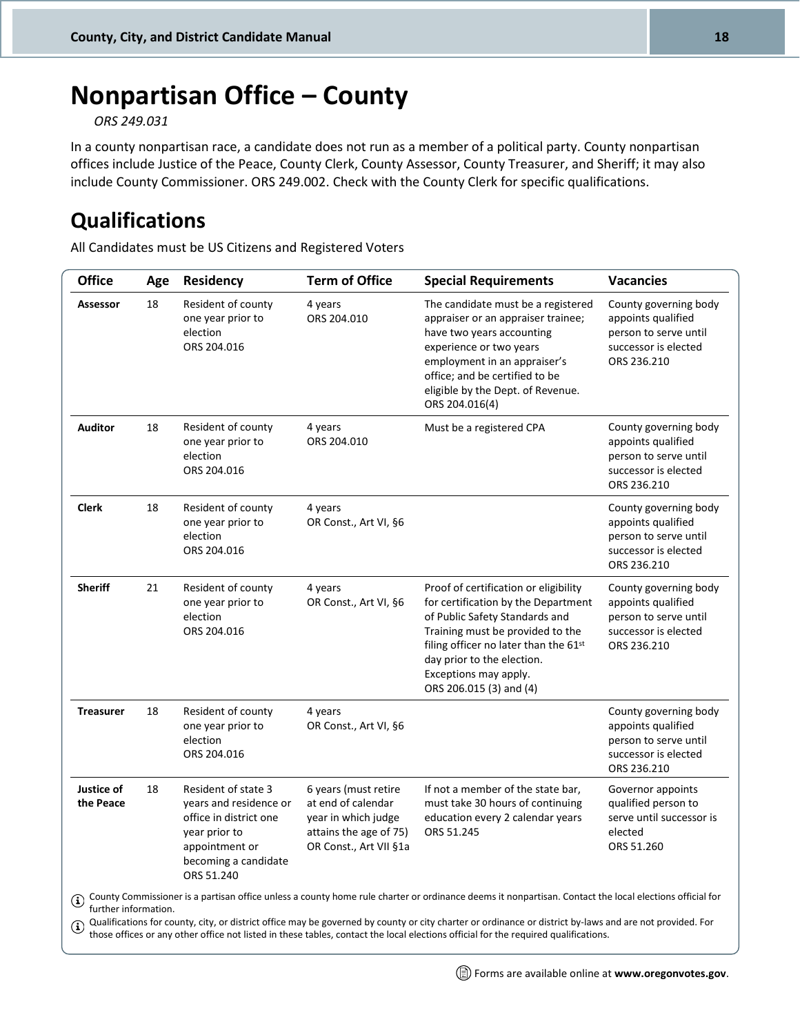# Nonpartisan Office – County

*ORS 249.031*

In a county nonpartisan race, a candidate does not run as a member of a political party. County nonpartisan offices include Justice of the Peace, County Clerk, County Assessor, County Treasurer, and Sheriff; it may also include County Commissioner. ORS 249.002. Check with the County Clerk for specific qualifications.

## Qualifications

All Candidates must be US Citizens and Registered Voters

| Office | Age | Residency | Term of Office | Special Requirements | Vacancies |
|---|---|---|---|---|---|
| **Assessor** | 18 | Resident of county one year prior to election ORS 204.016 | 4 years ORS 204.010 | The candidate must be a registered appraiser or an appraiser trainee; have two years accounting experience or two years employment in an appraiser's office; and be certified to be eligible by the Dept. of Revenue. ORS 204.016(4) | County governing body appoints qualified person to serve until successor is elected ORS 236.210 |
| **Auditor** | 18 | Resident of county one year prior to election ORS 204.016 | 4 years ORS 204.010 | Must be a registered CPA | County governing body appoints qualified person to serve until successor is elected ORS 236.210 |
| **Clerk** | 18 | Resident of county one year prior to election ORS 204.016 | 4 years OR Const., Art VI, §6 | | County governing body appoints qualified person to serve until successor is elected ORS 236.210 |
| **Sheriff** | 21 | Resident of county one year prior to election ORS 204.016 | 4 years OR Const., Art VI, §6 | Proof of certification or eligibility for certification by the Department of Public Safety Standards and Training must be provided to the filing officer no later than the 61st day prior to the election. Exceptions may apply. ORS 206.015 (3) and (4) | County governing body appoints qualified person to serve until successor is elected ORS 236.210 |
| **Treasurer** | 18 | Resident of county one year prior to election ORS 204.016 | 4 years OR Const., Art VI, §6 | | County governing body appoints qualified person to serve until successor is elected ORS 236.210 |
| **Justice of the Peace** | 18 | Resident of state 3 years and residence or office in district one year prior to appointment or becoming a candidate ORS 51.240 | 6 years (must retire at end of calendar year in which judge attains the age of 75) OR Const., Art VII §1a | If not a member of the state bar, must take 30 hours of continuing education every 2 calendar years ORS 51.245 | Governor appoints qualified person to serve until successor is elected ORS 51.260 |

ⓘ County Commissioner is a partisan office unless a county home rule charter or ordinance deems it nonpartisan. Contact the local elections official for further information.

ⓘ Qualifications for county, city, or district office may be governed by county or city charter or ordinance or district by-laws and are not provided. For those offices or any other office not listed in these tables, contact the local elections official for the required qualifications.

Forms are available online at **www.oregonvotes.gov**.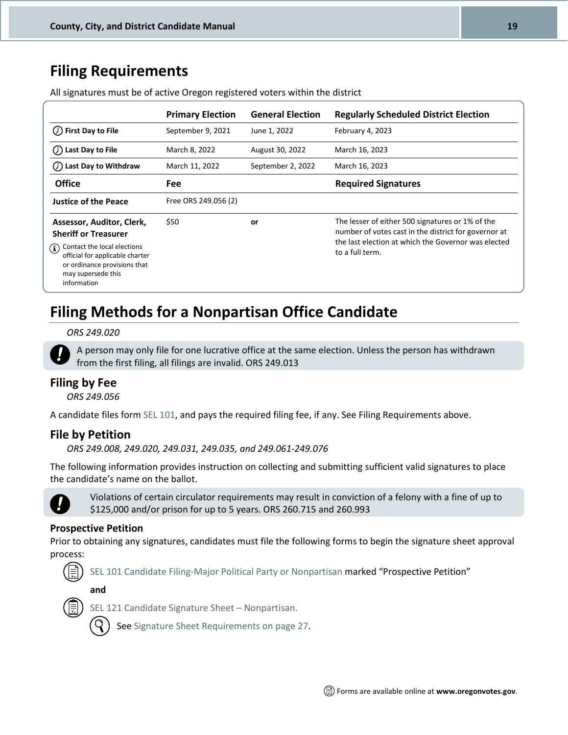## Filing Requirements

All signatures must be of active Oregon registered voters within the district

| | Primary Election | General Election | Regularly Scheduled District Election |
|---|---|---|---|
| **First Day to File** | September 9, 2021 | June 1, 2022 | February 4, 2023 |
| **Last Day to File** | March 8, 2022 | August 30, 2022 | March 16, 2023 |
| **Last Day to Withdraw** | March 11, 2022 | September 2, 2022 | March 16, 2023 |
| **Office** | **Fee** | | **Required Signatures** |
| **Justice of the Peace** | Free ORS 249.056 (2) | | |
| **Assessor, Auditor, Clerk, Sheriff or Treasurer** Contact the local elections official for applicable charter or ordinance provisions that may supersede this information | $50 | **or** | The lesser of either 500 signatures or 1% of the number of votes cast in the district for governor at the last election at which the Governor was elected to a full term. |

## Filing Methods for a Nonpartisan Office Candidate

*ORS 249.020*

A person may only file for one lucrative office at the same election. Unless the person has withdrawn from the first filing, all filings are invalid. ORS 249.013

### Filing by Fee

*ORS 249.056*

A candidate files form SEL 101, and pays the required filing fee, if any. See Filing Requirements above.

### File by Petition

*ORS 249.008, 249.020, 249.031, 249.035, and 249.061-249.076*

The following information provides instruction on collecting and submitting sufficient valid signatures to place the candidate's name on the ballot.

Violations of certain circulator requirements may result in conviction of a felony with a fine of up to $125,000 and/or prison for up to 5 years. ORS 260.715 and 260.993

**Prospective Petition**

Prior to obtaining any signatures, candidates must file the following forms to begin the signature sheet approval process:

- SEL 101 Candidate Filing-Major Political Party or Nonpartisan marked "Prospective Petition"

  **and**

- SEL 121 Candidate Signature Sheet – Nonpartisan.
  - See Signature Sheet Requirements on page 27.

Forms are available online at **www.oregonvotes.gov**.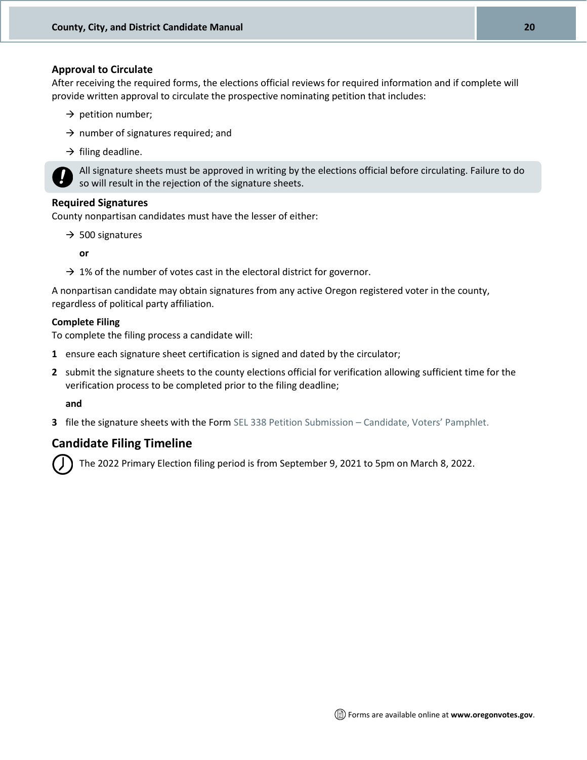### Approval to Circulate

After receiving the required forms, the elections official reviews for required information and if complete will provide written approval to circulate the prospective nominating petition that includes:

- → petition number;
- → number of signatures required; and
- → filing deadline.

> **!** All signature sheets must be approved in writing by the elections official before circulating. Failure to do so will result in the rejection of the signature sheets.

### Required Signatures

County nonpartisan candidates must have the lesser of either:

- → 500 signatures

  **or**

- → 1% of the number of votes cast in the electoral district for governor.

A nonpartisan candidate may obtain signatures from any active Oregon registered voter in the county, regardless of political party affiliation.

#### Complete Filing

To complete the filing process a candidate will:

1. ensure each signature sheet certification is signed and dated by the circulator;
2. submit the signature sheets to the county elections official for verification allowing sufficient time for the verification process to be completed prior to the filing deadline;

   **and**

3. file the signature sheets with the Form SEL 338 Petition Submission – Candidate, Voters' Pamphlet.

## Candidate Filing Timeline

The 2022 Primary Election filing period is from September 9, 2021 to 5pm on March 8, 2022.

Forms are available online at **www.oregonvotes.gov**.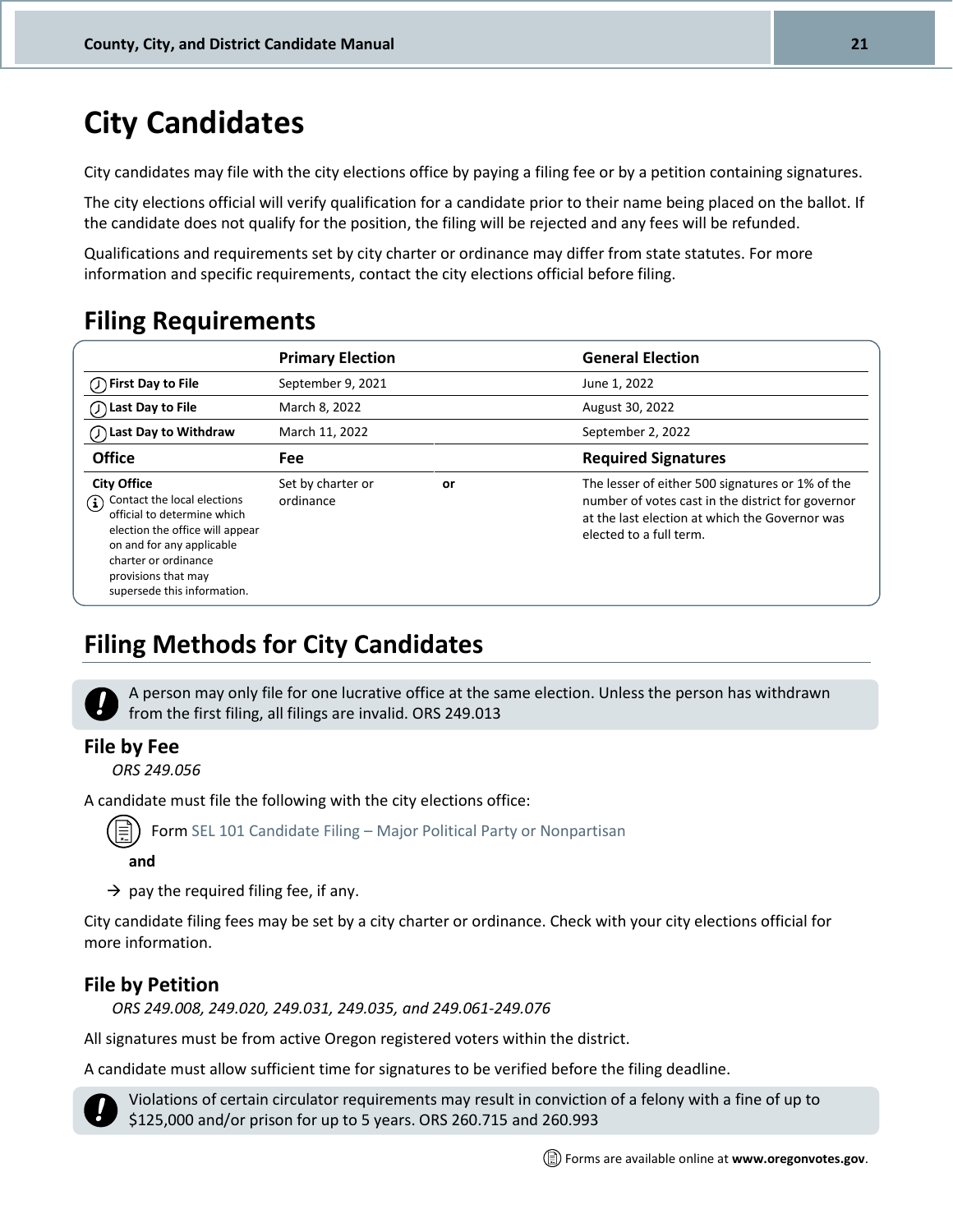# City Candidates

City candidates may file with the city elections office by paying a filing fee or by a petition containing signatures.

The city elections official will verify qualification for a candidate prior to their name being placed on the ballot. If the candidate does not qualify for the position, the filing will be rejected and any fees will be refunded.

Qualifications and requirements set by city charter or ordinance may differ from state statutes. For more information and specific requirements, contact the city elections official before filing.

## Filing Requirements

| | Primary Election | | General Election |
|---|---|---|---|
| First Day to File | September 9, 2021 | | June 1, 2022 |
| Last Day to File | March 8, 2022 | | August 30, 2022 |
| Last Day to Withdraw | March 11, 2022 | | September 2, 2022 |
| **Office** | **Fee** | | **Required Signatures** |
| **City Office**<br>Contact the local elections official to determine which election the office will appear on and for any applicable charter or ordinance provisions that may supersede this information. | Set by charter or ordinance | **or** | The lesser of either 500 signatures or 1% of the number of votes cast in the district for governor at the last election at which the Governor was elected to a full term. |

## Filing Methods for City Candidates

A person may only file for one lucrative office at the same election. Unless the person has withdrawn from the first filing, all filings are invalid. ORS 249.013

### File by Fee

*ORS 249.056*

A candidate must file the following with the city elections office:

Form SEL 101 Candidate Filing – Major Political Party or Nonpartisan

**and**

→ pay the required filing fee, if any.

City candidate filing fees may be set by a city charter or ordinance. Check with your city elections official for more information.

### File by Petition

*ORS 249.008, 249.020, 249.031, 249.035, and 249.061-249.076*

All signatures must be from active Oregon registered voters within the district.

A candidate must allow sufficient time for signatures to be verified before the filing deadline.

Violations of certain circulator requirements may result in conviction of a felony with a fine of up to $125,000 and/or prison for up to 5 years. ORS 260.715 and 260.993

Forms are available online at **www.oregonvotes.gov**.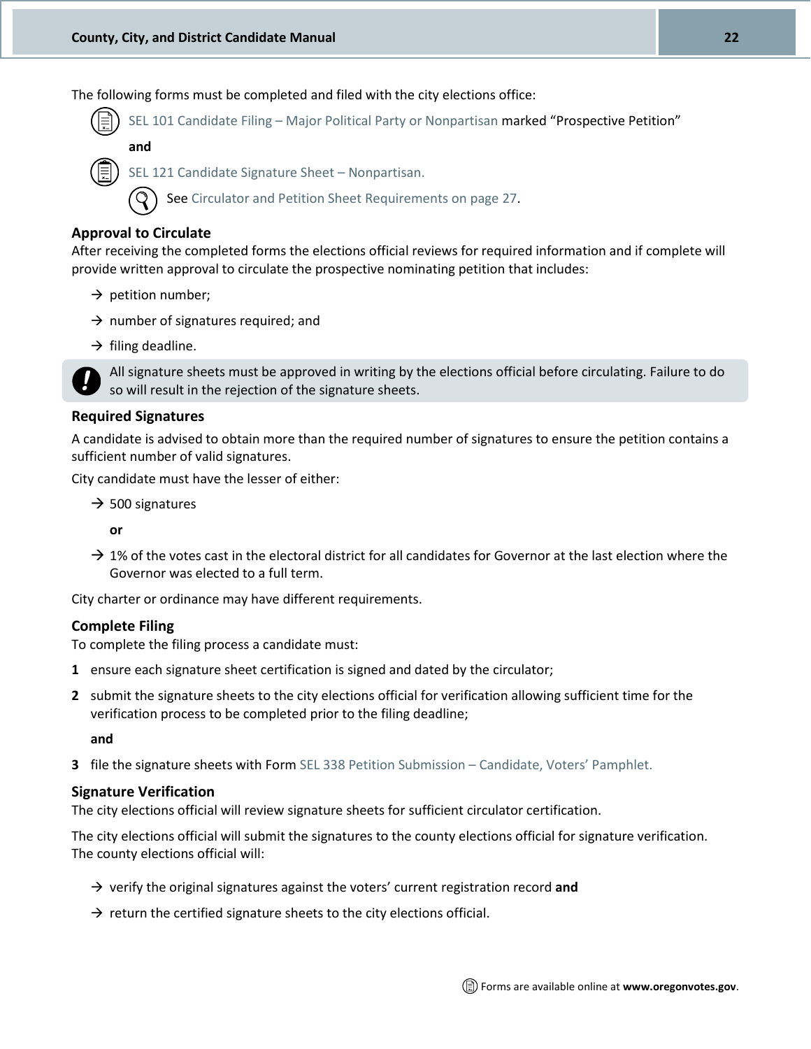The following forms must be completed and filed with the city elections office:

- SEL 101 Candidate Filing – Major Political Party or Nonpartisan marked "Prospective Petition"

  **and**

- SEL 121 Candidate Signature Sheet – Nonpartisan.

  - See Circulator and Petition Sheet Requirements on page 27.

### Approval to Circulate

After receiving the completed forms the elections official reviews for required information and if complete will provide written approval to circulate the prospective nominating petition that includes:

→ petition number;

→ number of signatures required; and

→ filing deadline.

> **!** All signature sheets must be approved in writing by the elections official before circulating. Failure to do so will result in the rejection of the signature sheets.

### Required Signatures

A candidate is advised to obtain more than the required number of signatures to ensure the petition contains a sufficient number of valid signatures.

City candidate must have the lesser of either:

→ 500 signatures

**or**

→ 1% of the votes cast in the electoral district for all candidates for Governor at the last election where the Governor was elected to a full term.

City charter or ordinance may have different requirements.

### Complete Filing

To complete the filing process a candidate must:

**1** ensure each signature sheet certification is signed and dated by the circulator;

**2** submit the signature sheets to the city elections official for verification allowing sufficient time for the verification process to be completed prior to the filing deadline;

**and**

**3** file the signature sheets with Form SEL 338 Petition Submission – Candidate, Voters' Pamphlet.

### Signature Verification

The city elections official will review signature sheets for sufficient circulator certification.

The city elections official will submit the signatures to the county elections official for signature verification. The county elections official will:

→ verify the original signatures against the voters' current registration record **and**

→ return the certified signature sheets to the city elections official.

Forms are available online at **www.oregonvotes.gov**.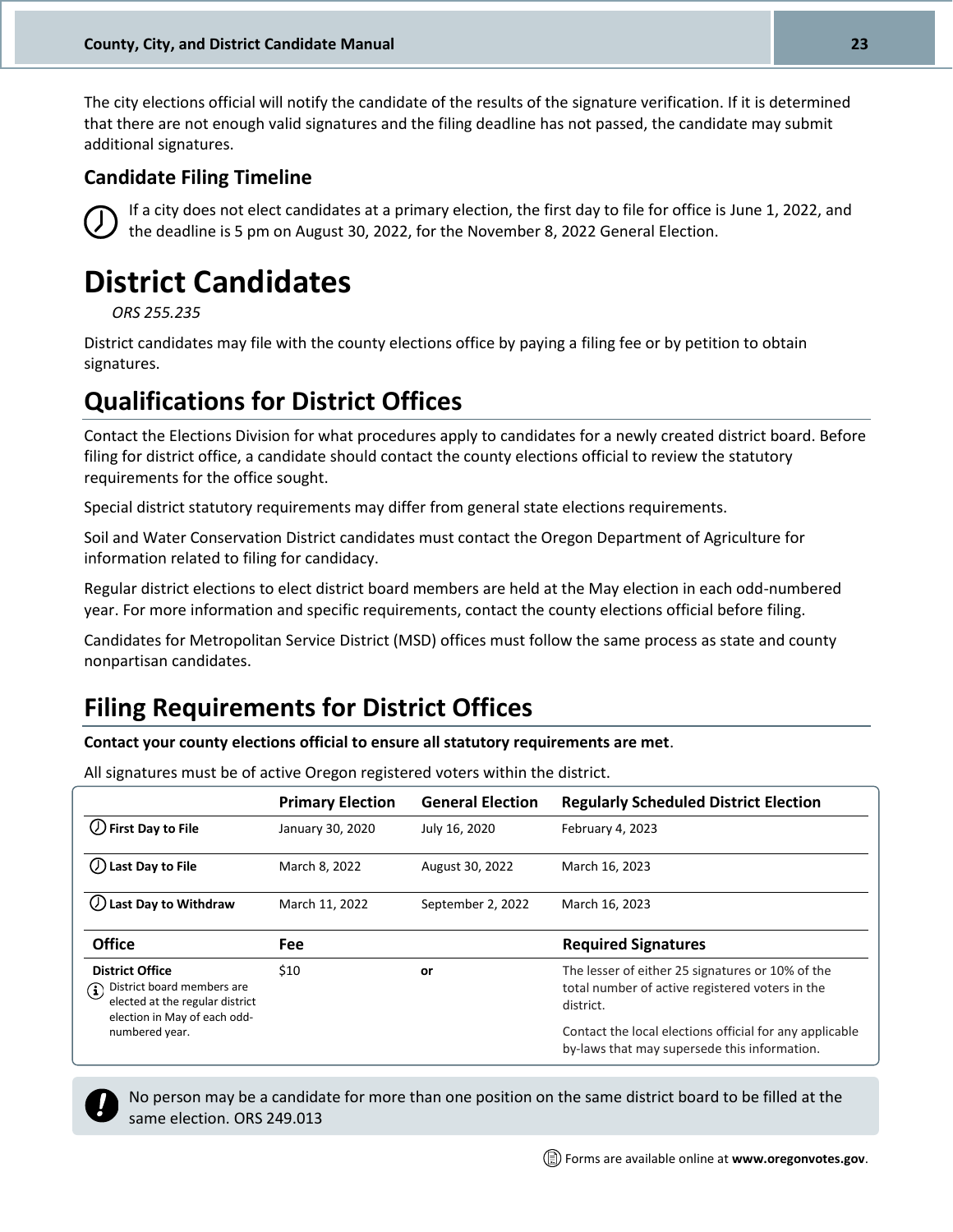The city elections official will notify the candidate of the results of the signature verification. If it is determined that there are not enough valid signatures and the filing deadline has not passed, the candidate may submit additional signatures.

### Candidate Filing Timeline

If a city does not elect candidates at a primary election, the first day to file for office is June 1, 2022, and the deadline is 5 pm on August 30, 2022, for the November 8, 2022 General Election.

# District Candidates

*ORS 255.235*

District candidates may file with the county elections office by paying a filing fee or by petition to obtain signatures.

## Qualifications for District Offices

Contact the Elections Division for what procedures apply to candidates for a newly created district board. Before filing for district office, a candidate should contact the county elections official to review the statutory requirements for the office sought.

Special district statutory requirements may differ from general state elections requirements.

Soil and Water Conservation District candidates must contact the Oregon Department of Agriculture for information related to filing for candidacy.

Regular district elections to elect district board members are held at the May election in each odd-numbered year. For more information and specific requirements, contact the county elections official before filing.

Candidates for Metropolitan Service District (MSD) offices must follow the same process as state and county nonpartisan candidates.

## Filing Requirements for District Offices

**Contact your county elections official to ensure all statutory requirements are met**.

All signatures must be of active Oregon registered voters within the district.

| | Primary Election | General Election | Regularly Scheduled District Election |
|---|---|---|---|
| **First Day to File** | January 30, 2020 | July 16, 2020 | February 4, 2023 |
| **Last Day to File** | March 8, 2022 | August 30, 2022 | March 16, 2023 |
| **Last Day to Withdraw** | March 11, 2022 | September 2, 2022 | March 16, 2023 |
| **Office** | **Fee** | | **Required Signatures** |
| **District Office**<br>District board members are elected at the regular district election in May of each odd-numbered year. | $10 | **or** | The lesser of either 25 signatures or 10% of the total number of active registered voters in the district.<br><br>Contact the local elections official for any applicable by-laws that may supersede this information. |

No person may be a candidate for more than one position on the same district board to be filled at the same election. ORS 249.013

Forms are available online at **www.oregonvotes.gov**.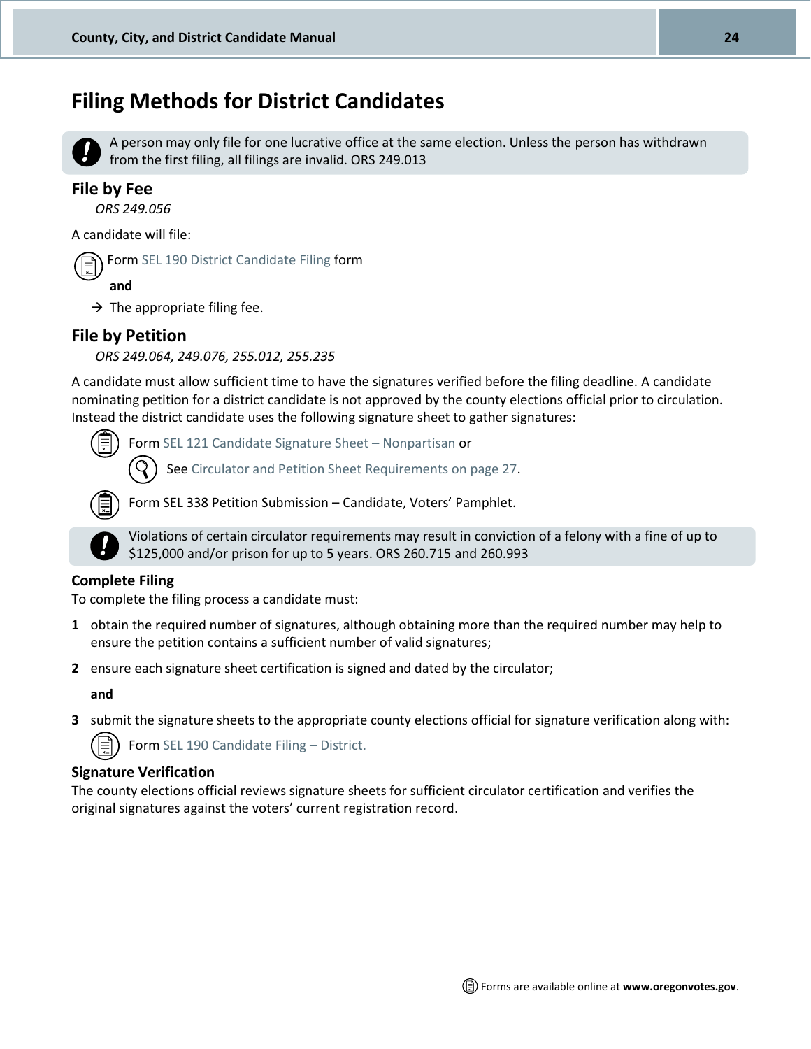# Filing Methods for District Candidates

> A person may only file for one lucrative office at the same election. Unless the person has withdrawn from the first filing, all filings are invalid. ORS 249.013

## File by Fee

*ORS 249.056*

A candidate will file:

Form SEL 190 District Candidate Filing form

**and**

→ The appropriate filing fee.

## File by Petition

*ORS 249.064, 249.076, 255.012, 255.235*

A candidate must allow sufficient time to have the signatures verified before the filing deadline. A candidate nominating petition for a district candidate is not approved by the county elections official prior to circulation. Instead the district candidate uses the following signature sheet to gather signatures:

Form SEL 121 Candidate Signature Sheet – Nonpartisan or

See Circulator and Petition Sheet Requirements on page 27.

Form SEL 338 Petition Submission – Candidate, Voters' Pamphlet.

> Violations of certain circulator requirements may result in conviction of a felony with a fine of up to $125,000 and/or prison for up to 5 years. ORS 260.715 and 260.993

### Complete Filing

To complete the filing process a candidate must:

1. obtain the required number of signatures, although obtaining more than the required number may help to ensure the petition contains a sufficient number of valid signatures;
2. ensure each signature sheet certification is signed and dated by the circulator;

   **and**

3. submit the signature sheets to the appropriate county elections official for signature verification along with:

   Form SEL 190 Candidate Filing – District.

### Signature Verification

The county elections official reviews signature sheets for sufficient circulator certification and verifies the original signatures against the voters' current registration record.

Forms are available online at **www.oregonvotes.gov**.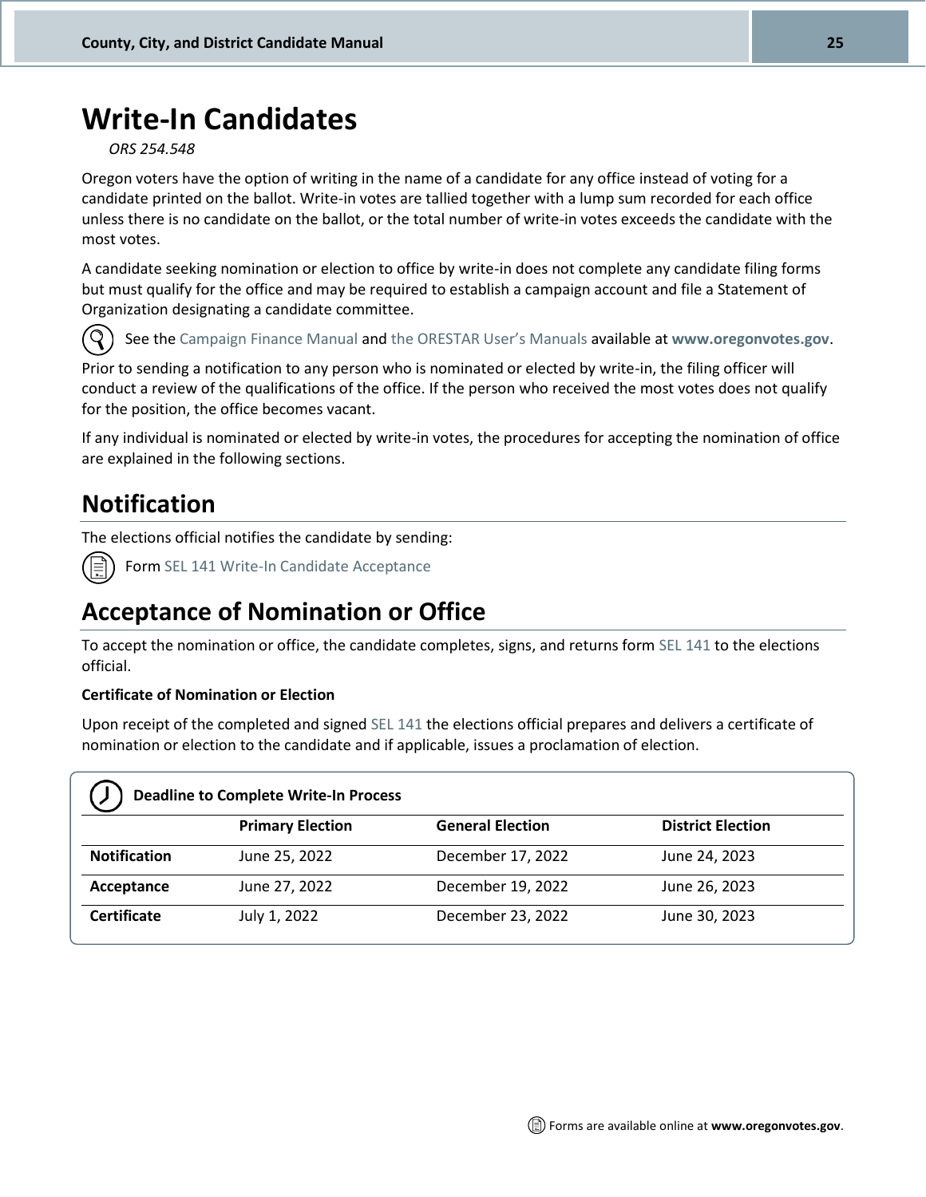# Write-In Candidates

*ORS 254.548*

Oregon voters have the option of writing in the name of a candidate for any office instead of voting for a candidate printed on the ballot. Write-in votes are tallied together with a lump sum recorded for each office unless there is no candidate on the ballot, or the total number of write-in votes exceeds the candidate with the most votes.

A candidate seeking nomination or election to office by write-in does not complete any candidate filing forms but must qualify for the office and may be required to establish a campaign account and file a Statement of Organization designating a candidate committee.

See the Campaign Finance Manual and the ORESTAR User's Manuals available at **www.oregonvotes.gov**.

Prior to sending a notification to any person who is nominated or elected by write-in, the filing officer will conduct a review of the qualifications of the office. If the person who received the most votes does not qualify for the position, the office becomes vacant.

If any individual is nominated or elected by write-in votes, the procedures for accepting the nomination of office are explained in the following sections.

## Notification

The elections official notifies the candidate by sending:

Form SEL 141 Write-In Candidate Acceptance

## Acceptance of Nomination or Office

To accept the nomination or office, the candidate completes, signs, and returns form SEL 141 to the elections official.

**Certificate of Nomination or Election**

Upon receipt of the completed and signed SEL 141 the elections official prepares and delivers a certificate of nomination or election to the candidate and if applicable, issues a proclamation of election.

**Deadline to Complete Write-In Process**

| | Primary Election | General Election | District Election |
|---|---|---|---|
| **Notification** | June 25, 2022 | December 17, 2022 | June 24, 2023 |
| **Acceptance** | June 27, 2022 | December 19, 2022 | June 26, 2023 |
| **Certificate** | July 1, 2022 | December 23, 2022 | June 30, 2023 |

Forms are available online at **www.oregonvotes.gov**.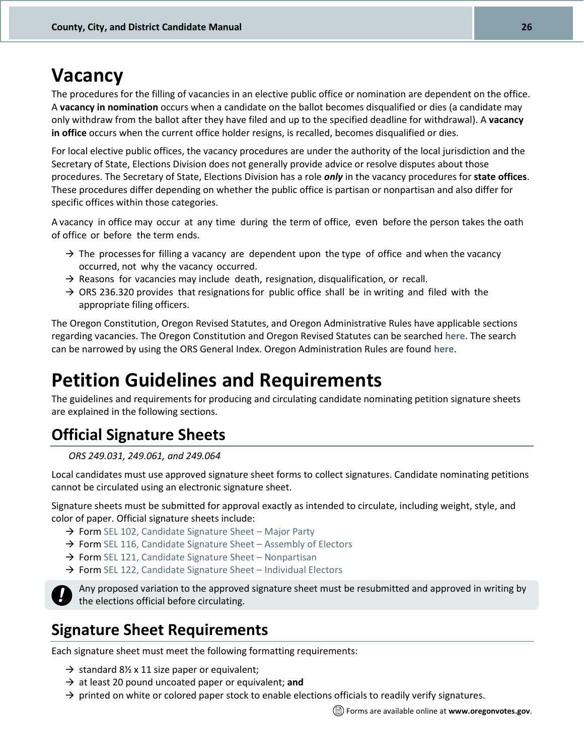# Vacancy

The procedures for the filling of vacancies in an elective public office or nomination are dependent on the office. A **vacancy in nomination** occurs when a candidate on the ballot becomes disqualified or dies (a candidate may only withdraw from the ballot after they have filed and up to the specified deadline for withdrawal). A **vacancy in office** occurs when the current office holder resigns, is recalled, becomes disqualified or dies.

For local elective public offices, the vacancy procedures are under the authority of the local jurisdiction and the Secretary of State, Elections Division does not generally provide advice or resolve disputes about those procedures. The Secretary of State, Elections Division has a role ***only*** in the vacancy procedures for **state offices**. These procedures differ depending on whether the public office is partisan or nonpartisan and also differ for specific offices within those categories.

A vacancy in office may occur at any time during the term of office, even before the person takes the oath of office or before the term ends.

- → The processes for filling a vacancy are dependent upon the type of office and when the vacancy occurred, not why the vacancy occurred.
- → Reasons for vacancies may include death, resignation, disqualification, or recall.
- → ORS 236.320 provides that resignations for public office shall be in writing and filed with the appropriate filing officers.

The Oregon Constitution, Oregon Revised Statutes, and Oregon Administrative Rules have applicable sections regarding vacancies. The Oregon Constitution and Oregon Revised Statutes can be searched **here**. The search can be narrowed by using the ORS General Index. Oregon Administration Rules are found **here**.

# Petition Guidelines and Requirements

The guidelines and requirements for producing and circulating candidate nominating petition signature sheets are explained in the following sections.

## Official Signature Sheets

*ORS 249.031, 249.061, and 249.064*

Local candidates must use approved signature sheet forms to collect signatures. Candidate nominating petitions cannot be circulated using an electronic signature sheet.

Signature sheets must be submitted for approval exactly as intended to circulate, including weight, style, and color of paper. Official signature sheets include:

- → Form SEL 102, Candidate Signature Sheet – Major Party
- → Form SEL 116, Candidate Signature Sheet – Assembly of Electors
- → Form SEL 121, Candidate Signature Sheet – Nonpartisan
- → Form SEL 122, Candidate Signature Sheet – Individual Electors

**!** Any proposed variation to the approved signature sheet must be resubmitted and approved in writing by the elections official before circulating.

## Signature Sheet Requirements

Each signature sheet must meet the following formatting requirements:

- → standard 8½ x 11 size paper or equivalent;
- → at least 20 pound uncoated paper or equivalent; **and**
- → printed on white or colored paper stock to enable elections officials to readily verify signatures.

Forms are available online at **www.oregonvotes.gov**.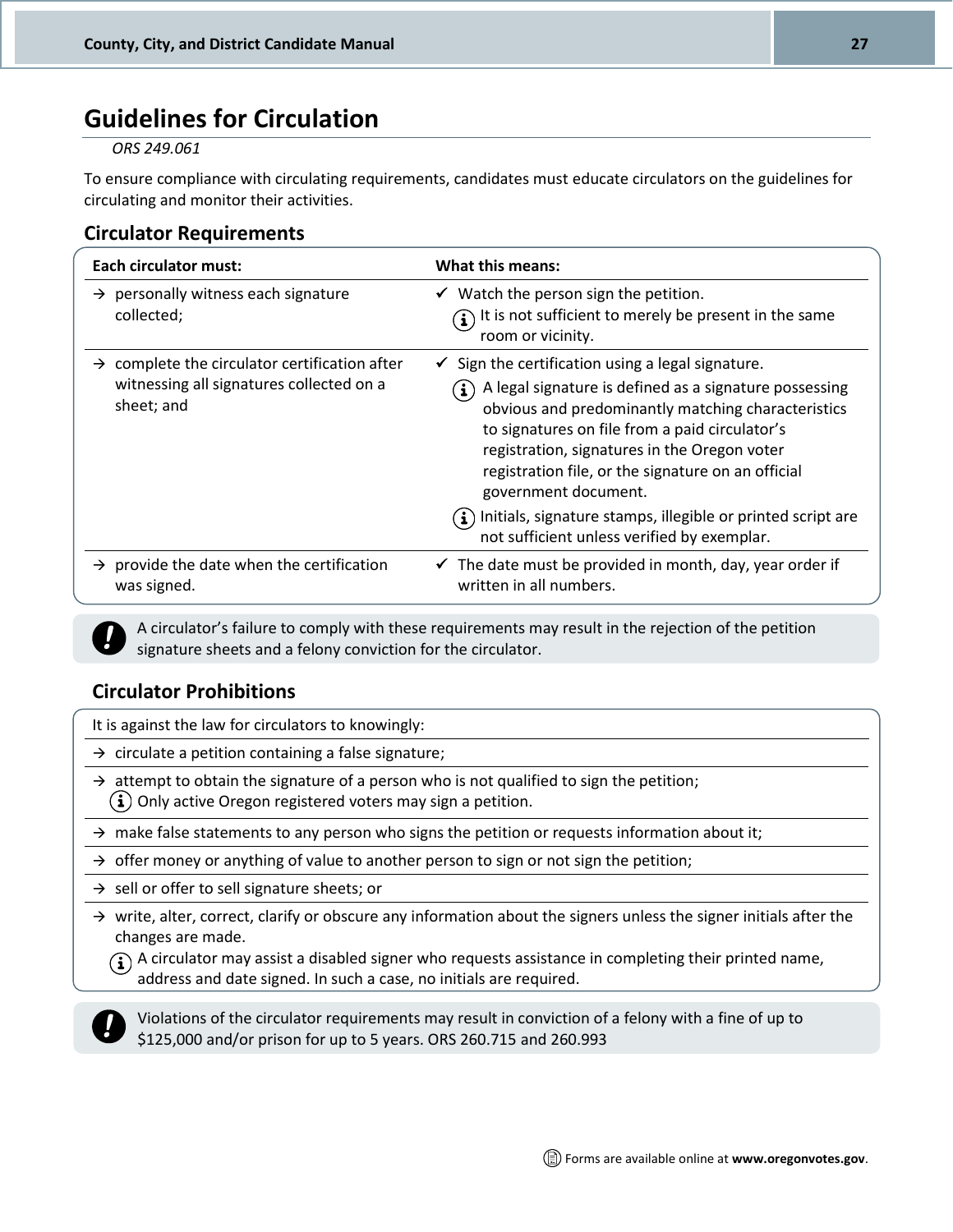# Guidelines for Circulation

*ORS 249.061*

To ensure compliance with circulating requirements, candidates must educate circulators on the guidelines for circulating and monitor their activities.

## Circulator Requirements

| Each circulator must: | What this means: |
| --- | --- |
| → personally witness each signature collected; | ✓ Watch the person sign the petition.<br>ⓘ It is not sufficient to merely be present in the same room or vicinity. |
| → complete the circulator certification after witnessing all signatures collected on a sheet; and | ✓ Sign the certification using a legal signature.<br>ⓘ A legal signature is defined as a signature possessing obvious and predominantly matching characteristics to signatures on file from a paid circulator's registration, signatures in the Oregon voter registration file, or the signature on an official government document.<br>ⓘ Initials, signature stamps, illegible or printed script are not sufficient unless verified by exemplar. |
| → provide the date when the certification was signed. | ✓ The date must be provided in month, day, year order if written in all numbers. |

**!** A circulator's failure to comply with these requirements may result in the rejection of the petition signature sheets and a felony conviction for the circulator.

## Circulator Prohibitions

It is against the law for circulators to knowingly:

- → circulate a petition containing a false signature;
- → attempt to obtain the signature of a person who is not qualified to sign the petition;
  - ⓘ Only active Oregon registered voters may sign a petition.
- → make false statements to any person who signs the petition or requests information about it;
- → offer money or anything of value to another person to sign or not sign the petition;
- → sell or offer to sell signature sheets; or
- → write, alter, correct, clarify or obscure any information about the signers unless the signer initials after the changes are made.
  - ⓘ A circulator may assist a disabled signer who requests assistance in completing their printed name, address and date signed. In such a case, no initials are required.

**!** Violations of the circulator requirements may result in conviction of a felony with a fine of up to $125,000 and/or prison for up to 5 years. ORS 260.715 and 260.993

Forms are available online at **www.oregonvotes.gov**.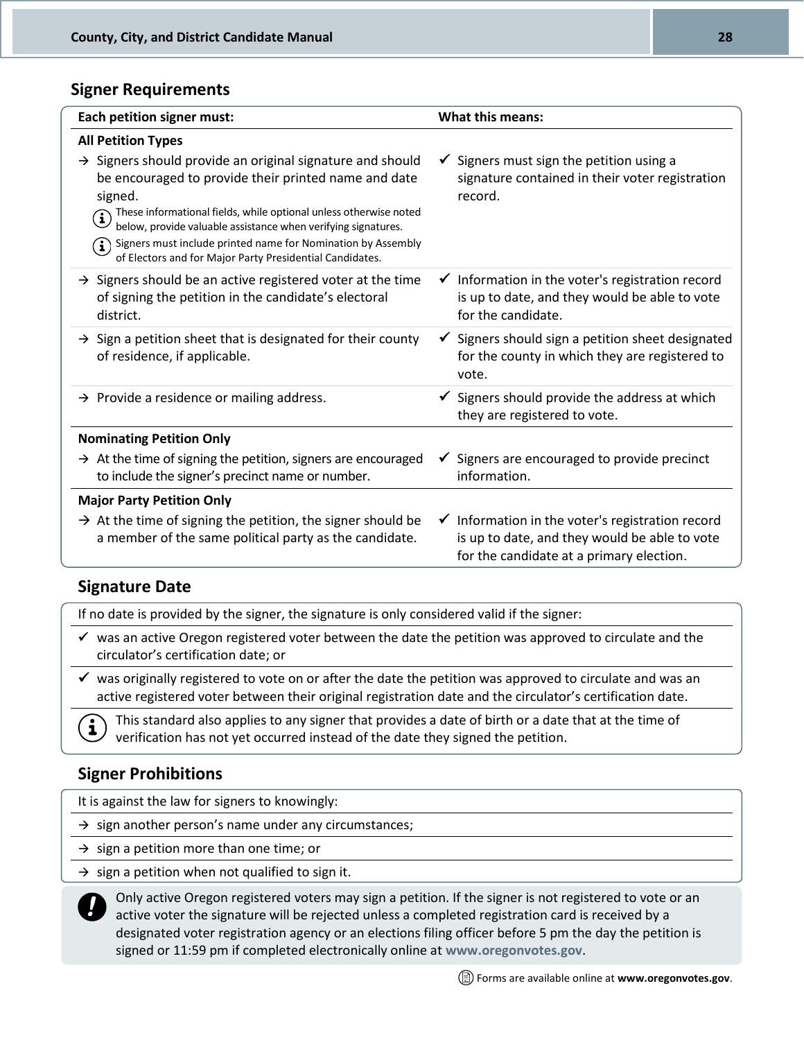## Signer Requirements

| Each petition signer must: | What this means: |
|---|---|
| **All Petition Types** | |
| → Signers should provide an original signature and should be encouraged to provide their printed name and date signed. <br> ⓘ These informational fields, while optional unless otherwise noted below, provide valuable assistance when verifying signatures. <br> ⓘ Signers must include printed name for Nomination by Assembly of Electors and for Major Party Presidential Candidates. | ✓ Signers must sign the petition using a signature contained in their voter registration record. |
| → Signers should be an active registered voter at the time of signing the petition in the candidate's electoral district. | ✓ Information in the voter's registration record is up to date, and they would be able to vote for the candidate. |
| → Sign a petition sheet that is designated for their county of residence, if applicable. | ✓ Signers should sign a petition sheet designated for the county in which they are registered to vote. |
| → Provide a residence or mailing address. | ✓ Signers should provide the address at which they are registered to vote. |
| **Nominating Petition Only** | |
| → At the time of signing the petition, signers are encouraged to include the signer's precinct name or number. | ✓ Signers are encouraged to provide precinct information. |
| **Major Party Petition Only** | |
| → At the time of signing the petition, the signer should be a member of the same political party as the candidate. | ✓ Information in the voter's registration record is up to date, and they would be able to vote for the candidate at a primary election. |

## Signature Date

If no date is provided by the signer, the signature is only considered valid if the signer:

- ✓ was an active Oregon registered voter between the date the petition was approved to circulate and the circulator's certification date; or
- ✓ was originally registered to vote on or after the date the petition was approved to circulate and was an active registered voter between their original registration date and the circulator's certification date.

ⓘ This standard also applies to any signer that provides a date of birth or a date that at the time of verification has not yet occurred instead of the date they signed the petition.

## Signer Prohibitions

It is against the law for signers to knowingly:

- → sign another person's name under any circumstances;
- → sign a petition more than one time; or
- → sign a petition when not qualified to sign it.

**!** Only active Oregon registered voters may sign a petition. If the signer is not registered to vote or an active voter the signature will be rejected unless a completed registration card is received by a designated voter registration agency or an elections filing officer before 5 pm the day the petition is signed or 11:59 pm if completed electronically online at **www.oregonvotes.gov**.

Forms are available online at **www.oregonvotes.gov**.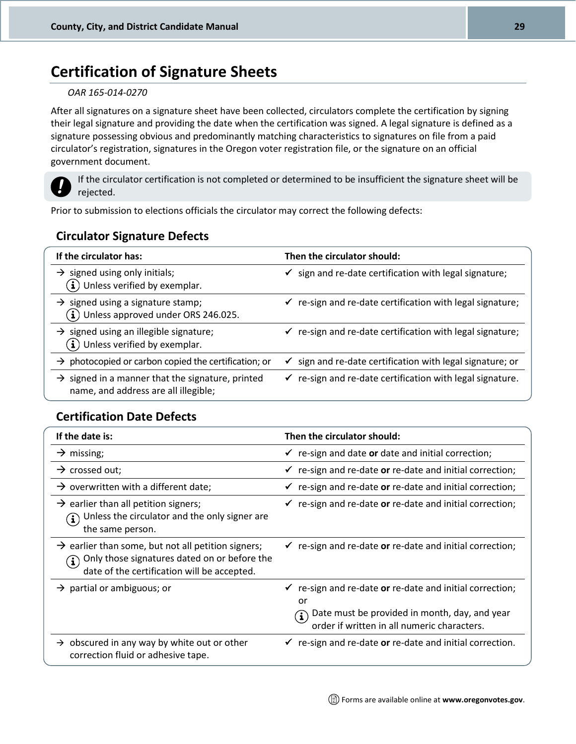## Certification of Signature Sheets

*OAR 165-014-0270*

After all signatures on a signature sheet have been collected, circulators complete the certification by signing their legal signature and providing the date when the certification was signed. A legal signature is defined as a signature possessing obvious and predominantly matching characteristics to signatures on file from a paid circulator's registration, signatures in the Oregon voter registration file, or the signature on an official government document.

> If the circulator certification is not completed or determined to be insufficient the signature sheet will be rejected.

Prior to submission to elections officials the circulator may correct the following defects:

### Circulator Signature Defects

| If the circulator has: | Then the circulator should: |
|---|---|
| → signed using only initials; ⓘ Unless verified by exemplar. | ✓ sign and re-date certification with legal signature; |
| → signed using a signature stamp; ⓘ Unless approved under ORS 246.025. | ✓ re-sign and re-date certification with legal signature; |
| → signed using an illegible signature; ⓘ Unless verified by exemplar. | ✓ re-sign and re-date certification with legal signature; |
| → photocopied or carbon copied the certification; or | ✓ sign and re-date certification with legal signature; or |
| → signed in a manner that the signature, printed name, and address are all illegible; | ✓ re-sign and re-date certification with legal signature. |

### Certification Date Defects

| If the date is: | Then the circulator should: |
|---|---|
| → missing; | ✓ re-sign and date **or** date and initial correction; |
| → crossed out; | ✓ re-sign and re-date **or** re-date and initial correction; |
| → overwritten with a different date; | ✓ re-sign and re-date **or** re-date and initial correction; |
| → earlier than all petition signers; ⓘ Unless the circulator and the only signer are the same person. | ✓ re-sign and re-date **or** re-date and initial correction; |
| → earlier than some, but not all petition signers; ⓘ Only those signatures dated on or before the date of the certification will be accepted. | ✓ re-sign and re-date **or** re-date and initial correction; |
| → partial or ambiguous; or | ✓ re-sign and re-date **or** re-date and initial correction; or ⓘ Date must be provided in month, day, and year order if written in all numeric characters. |
| → obscured in any way by white out or other correction fluid or adhesive tape. | ✓ re-sign and re-date **or** re-date and initial correction. |

Forms are available online at **www.oregonvotes.gov**.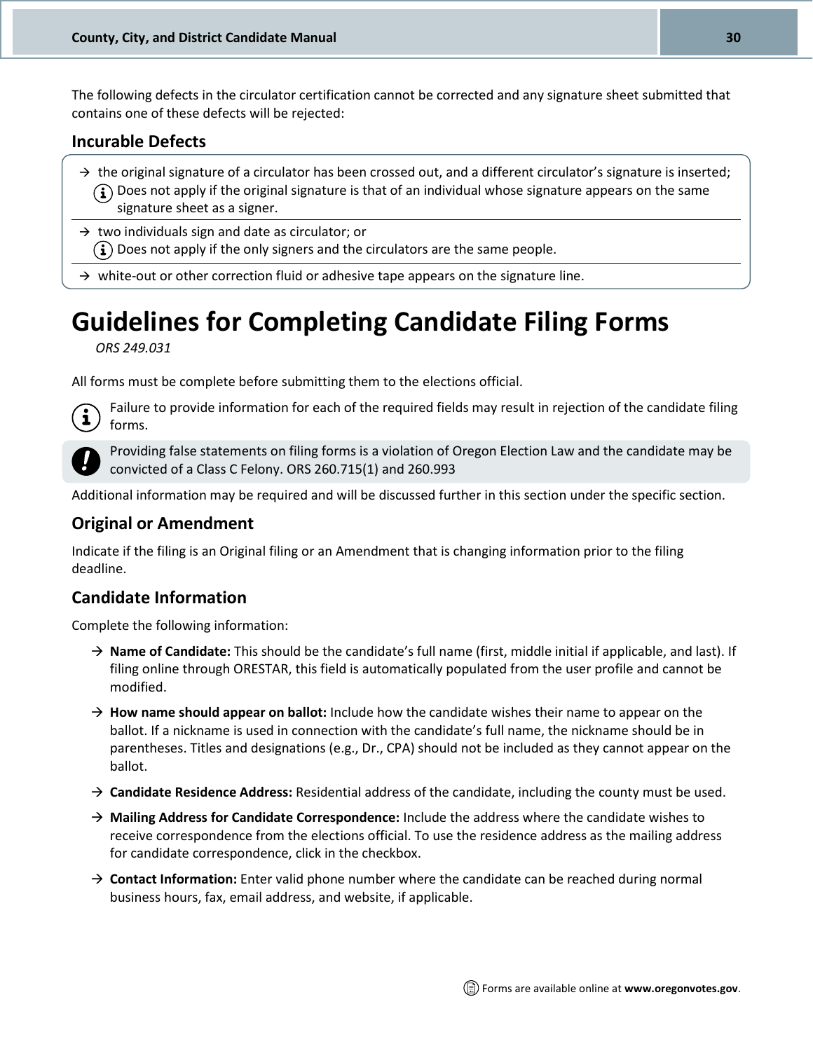The following defects in the circulator certification cannot be corrected and any signature sheet submitted that contains one of these defects will be rejected:

### Incurable Defects

- the original signature of a circulator has been crossed out, and a different circulator's signature is inserted;
  - Does not apply if the original signature is that of an individual whose signature appears on the same signature sheet as a signer.
- two individuals sign and date as circulator; or
  - Does not apply if the only signers and the circulators are the same people.
- white-out or other correction fluid or adhesive tape appears on the signature line.

# Guidelines for Completing Candidate Filing Forms

*ORS 249.031*

All forms must be complete before submitting them to the elections official.

Failure to provide information for each of the required fields may result in rejection of the candidate filing forms.

Providing false statements on filing forms is a violation of Oregon Election Law and the candidate may be convicted of a Class C Felony. ORS 260.715(1) and 260.993

Additional information may be required and will be discussed further in this section under the specific section.

### Original or Amendment

Indicate if the filing is an Original filing or an Amendment that is changing information prior to the filing deadline.

### Candidate Information

Complete the following information:

- **Name of Candidate:** This should be the candidate's full name (first, middle initial if applicable, and last). If filing online through ORESTAR, this field is automatically populated from the user profile and cannot be modified.
- **How name should appear on ballot:** Include how the candidate wishes their name to appear on the ballot. If a nickname is used in connection with the candidate's full name, the nickname should be in parentheses. Titles and designations (e.g., Dr., CPA) should not be included as they cannot appear on the ballot.
- **Candidate Residence Address:** Residential address of the candidate, including the county must be used.
- **Mailing Address for Candidate Correspondence:** Include the address where the candidate wishes to receive correspondence from the elections official. To use the residence address as the mailing address for candidate correspondence, click in the checkbox.
- **Contact Information:** Enter valid phone number where the candidate can be reached during normal business hours, fax, email address, and website, if applicable.

Forms are available online at **www.oregonvotes.gov**.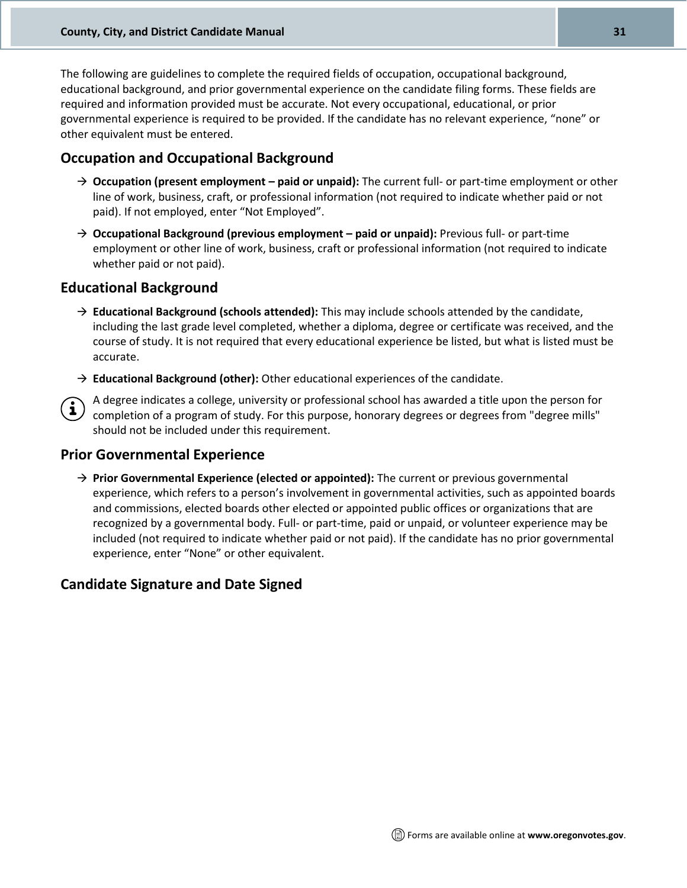The following are guidelines to complete the required fields of occupation, occupational background, educational background, and prior governmental experience on the candidate filing forms. These fields are required and information provided must be accurate. Not every occupational, educational, or prior governmental experience is required to be provided. If the candidate has no relevant experience, “none” or other equivalent must be entered.

## Occupation and Occupational Background

- **Occupation (present employment – paid or unpaid):** The current full- or part-time employment or other line of work, business, craft, or professional information (not required to indicate whether paid or not paid). If not employed, enter “Not Employed”.
- **Occupational Background (previous employment – paid or unpaid):** Previous full- or part-time employment or other line of work, business, craft or professional information (not required to indicate whether paid or not paid).

## Educational Background

- **Educational Background (schools attended):** This may include schools attended by the candidate, including the last grade level completed, whether a diploma, degree or certificate was received, and the course of study. It is not required that every educational experience be listed, but what is listed must be accurate.
- **Educational Background (other):** Other educational experiences of the candidate.

A degree indicates a college, university or professional school has awarded a title upon the person for completion of a program of study. For this purpose, honorary degrees or degrees from "degree mills" should not be included under this requirement.

## Prior Governmental Experience

- **Prior Governmental Experience (elected or appointed):** The current or previous governmental experience, which refers to a person’s involvement in governmental activities, such as appointed boards and commissions, elected boards other elected or appointed public offices or organizations that are recognized by a governmental body. Full- or part-time, paid or unpaid, or volunteer experience may be included (not required to indicate whether paid or not paid). If the candidate has no prior governmental experience, enter “None” or other equivalent.

## Candidate Signature and Date Signed

Forms are available online at **www.oregonvotes.gov**.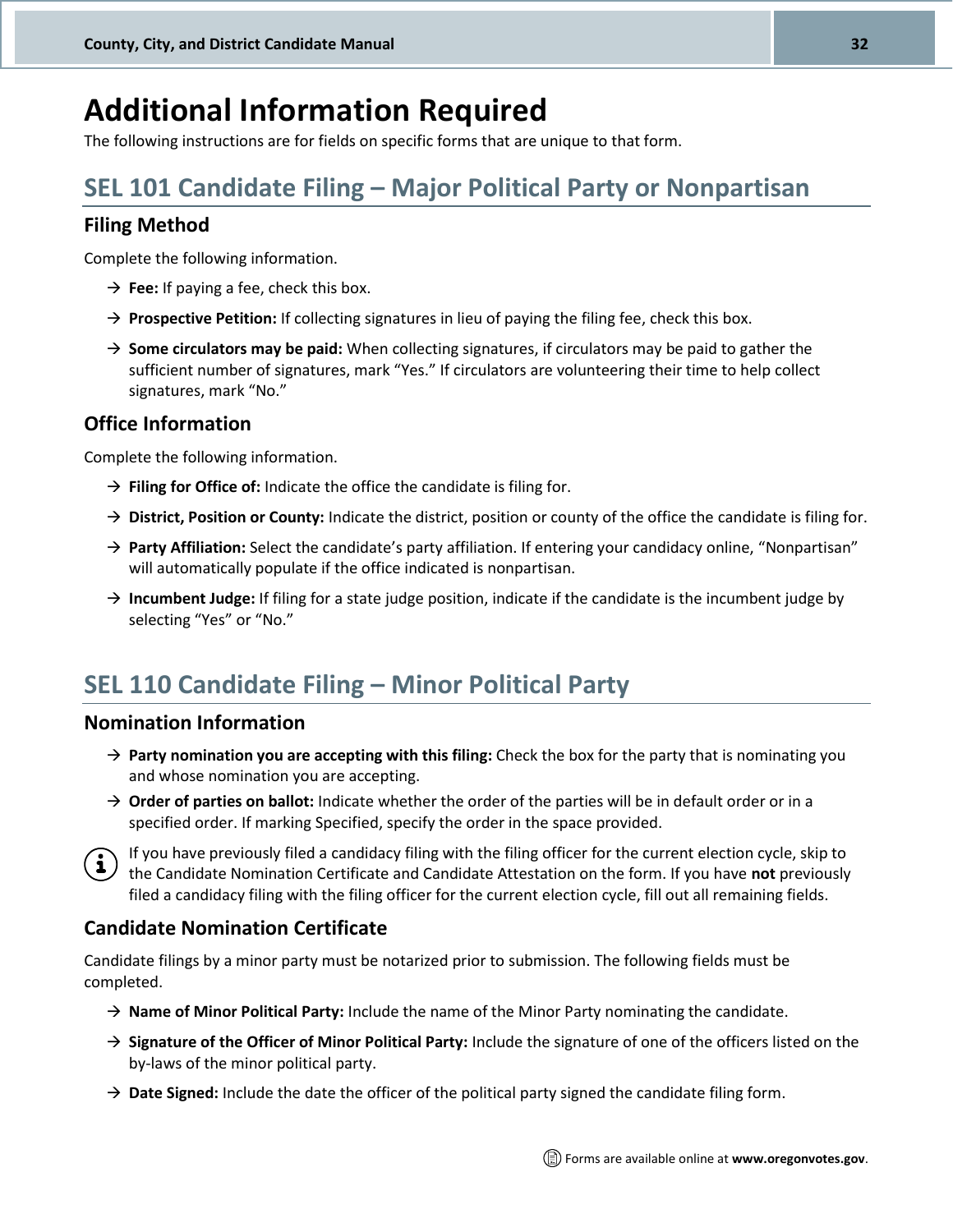# Additional Information Required

The following instructions are for fields on specific forms that are unique to that form.

## SEL 101 Candidate Filing – Major Political Party or Nonpartisan

### Filing Method

Complete the following information.

- **Fee:** If paying a fee, check this box.
- **Prospective Petition:** If collecting signatures in lieu of paying the filing fee, check this box.
- **Some circulators may be paid:** When collecting signatures, if circulators may be paid to gather the sufficient number of signatures, mark "Yes." If circulators are volunteering their time to help collect signatures, mark "No."

### Office Information

Complete the following information.

- **Filing for Office of:** Indicate the office the candidate is filing for.
- **District, Position or County:** Indicate the district, position or county of the office the candidate is filing for.
- **Party Affiliation:** Select the candidate's party affiliation. If entering your candidacy online, "Nonpartisan" will automatically populate if the office indicated is nonpartisan.
- **Incumbent Judge:** If filing for a state judge position, indicate if the candidate is the incumbent judge by selecting "Yes" or "No."

## SEL 110 Candidate Filing – Minor Political Party

### Nomination Information

- **Party nomination you are accepting with this filing:** Check the box for the party that is nominating you and whose nomination you are accepting.
- **Order of parties on ballot:** Indicate whether the order of the parties will be in default order or in a specified order. If marking Specified, specify the order in the space provided.

If you have previously filed a candidacy filing with the filing officer for the current election cycle, skip to the Candidate Nomination Certificate and Candidate Attestation on the form. If you have **not** previously filed a candidacy filing with the filing officer for the current election cycle, fill out all remaining fields.

### Candidate Nomination Certificate

Candidate filings by a minor party must be notarized prior to submission. The following fields must be completed.

- **Name of Minor Political Party:** Include the name of the Minor Party nominating the candidate.
- **Signature of the Officer of Minor Political Party:** Include the signature of one of the officers listed on the by-laws of the minor political party.
- **Date Signed:** Include the date the officer of the political party signed the candidate filing form.

Forms are available online at **www.oregonvotes.gov**.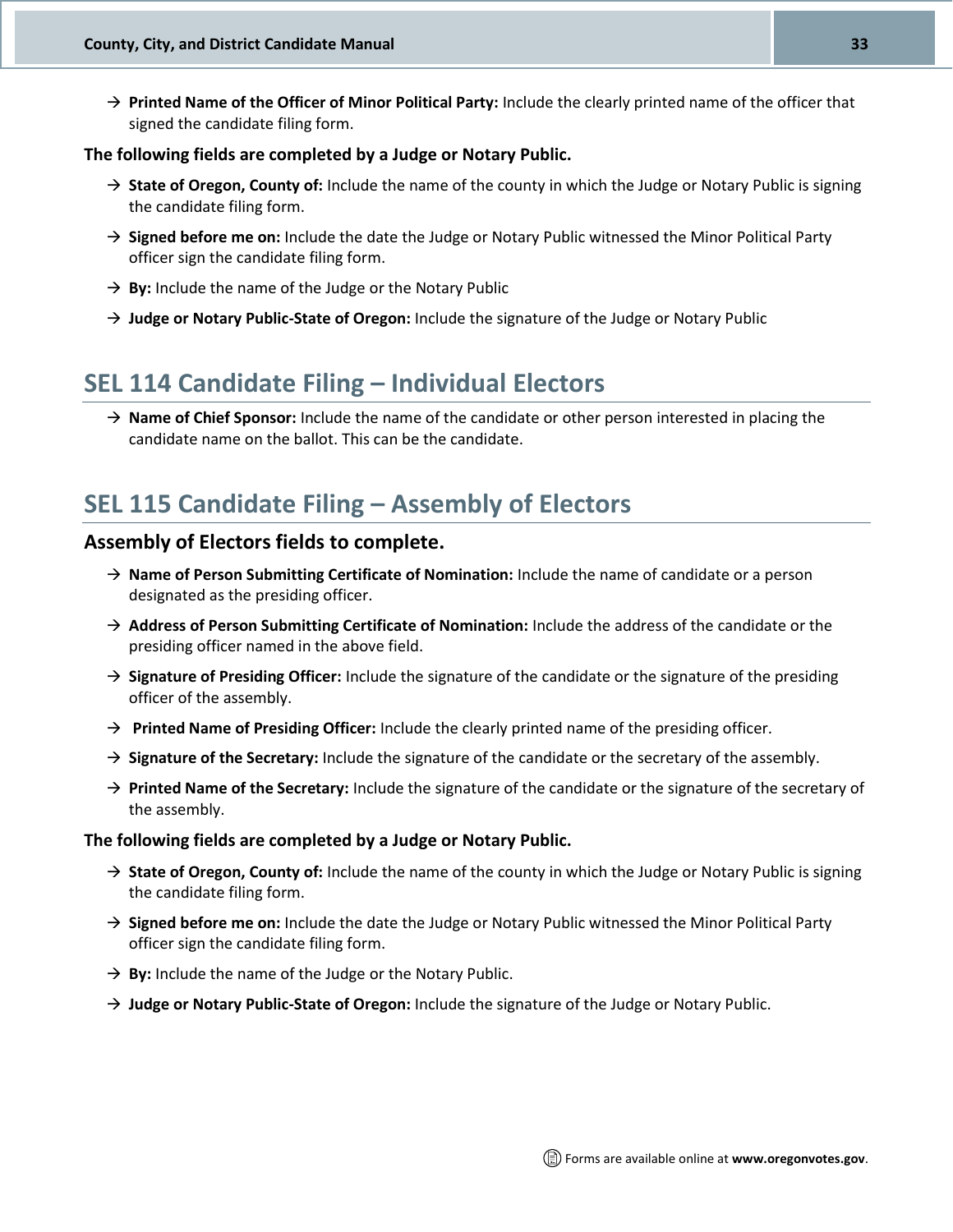- → **Printed Name of the Officer of Minor Political Party:** Include the clearly printed name of the officer that signed the candidate filing form.

**The following fields are completed by a Judge or Notary Public.**

- → **State of Oregon, County of:** Include the name of the county in which the Judge or Notary Public is signing the candidate filing form.
- → **Signed before me on:** Include the date the Judge or Notary Public witnessed the Minor Political Party officer sign the candidate filing form.
- → **By:** Include the name of the Judge or the Notary Public
- → **Judge or Notary Public-State of Oregon:** Include the signature of the Judge or Notary Public

## SEL 114 Candidate Filing – Individual Electors

- → **Name of Chief Sponsor:** Include the name of the candidate or other person interested in placing the candidate name on the ballot. This can be the candidate.

## SEL 115 Candidate Filing – Assembly of Electors

### Assembly of Electors fields to complete.

- → **Name of Person Submitting Certificate of Nomination:** Include the name of candidate or a person designated as the presiding officer.
- → **Address of Person Submitting Certificate of Nomination:** Include the address of the candidate or the presiding officer named in the above field.
- → **Signature of Presiding Officer:** Include the signature of the candidate or the signature of the presiding officer of the assembly.
- → **Printed Name of Presiding Officer:** Include the clearly printed name of the presiding officer.
- → **Signature of the Secretary:** Include the signature of the candidate or the secretary of the assembly.
- → **Printed Name of the Secretary:** Include the signature of the candidate or the signature of the secretary of the assembly.

**The following fields are completed by a Judge or Notary Public.**

- → **State of Oregon, County of:** Include the name of the county in which the Judge or Notary Public is signing the candidate filing form.
- → **Signed before me on:** Include the date the Judge or Notary Public witnessed the Minor Political Party officer sign the candidate filing form.
- → **By:** Include the name of the Judge or the Notary Public.
- → **Judge or Notary Public-State of Oregon:** Include the signature of the Judge or Notary Public.

Forms are available online at **www.oregonvotes.gov**.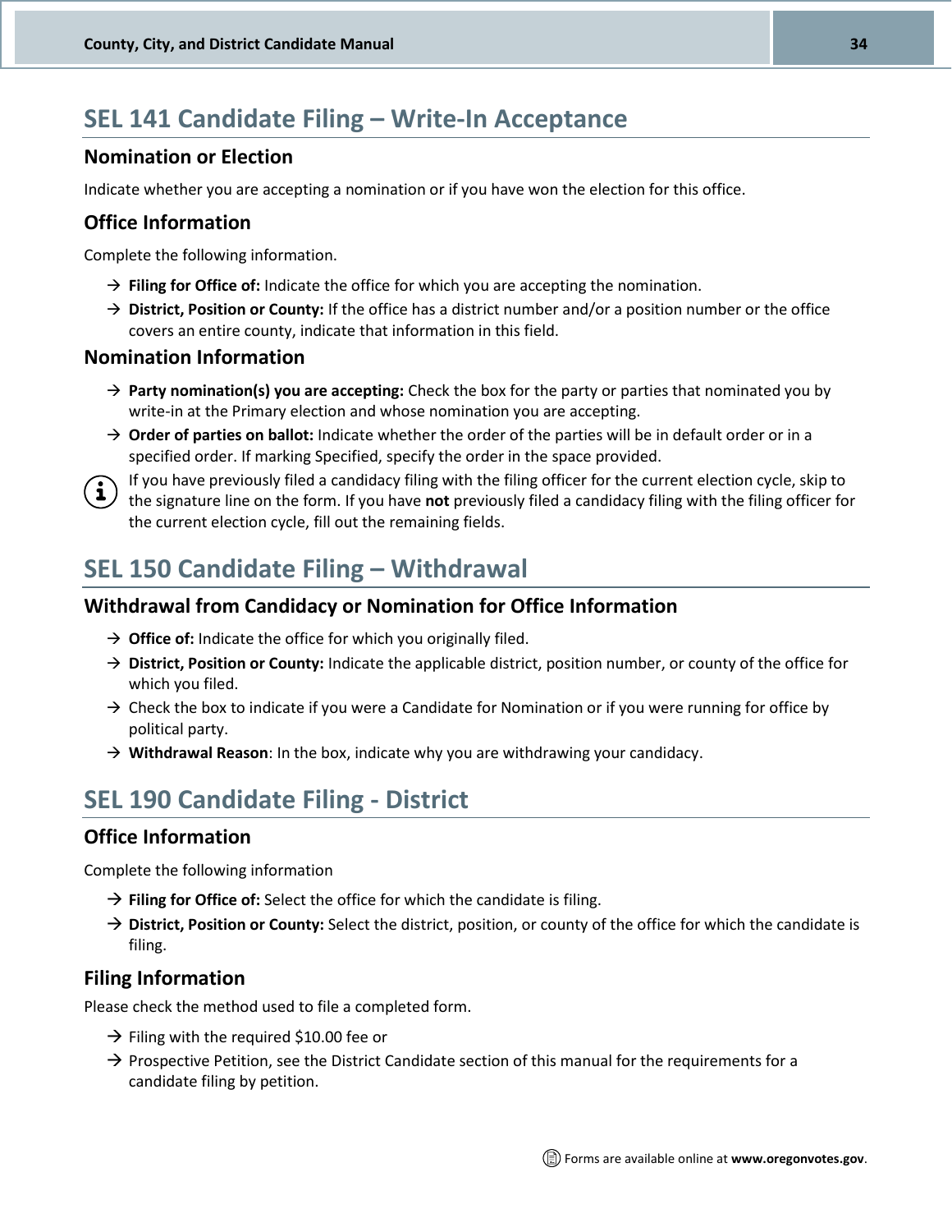## SEL 141 Candidate Filing – Write-In Acceptance

### Nomination or Election

Indicate whether you are accepting a nomination or if you have won the election for this office.

### Office Information

Complete the following information.

- **Filing for Office of:** Indicate the office for which you are accepting the nomination.
- **District, Position or County:** If the office has a district number and/or a position number or the office covers an entire county, indicate that information in this field.

### Nomination Information

- **Party nomination(s) you are accepting:** Check the box for the party or parties that nominated you by write-in at the Primary election and whose nomination you are accepting.
- **Order of parties on ballot:** Indicate whether the order of the parties will be in default order or in a specified order. If marking Specified, specify the order in the space provided.

If you have previously filed a candidacy filing with the filing officer for the current election cycle, skip to the signature line on the form. If you have **not** previously filed a candidacy filing with the filing officer for the current election cycle, fill out the remaining fields.

## SEL 150 Candidate Filing – Withdrawal

### Withdrawal from Candidacy or Nomination for Office Information

- **Office of:** Indicate the office for which you originally filed.
- **District, Position or County:** Indicate the applicable district, position number, or county of the office for which you filed.
- Check the box to indicate if you were a Candidate for Nomination or if you were running for office by political party.
- **Withdrawal Reason**: In the box, indicate why you are withdrawing your candidacy.

## SEL 190 Candidate Filing - District

### Office Information

Complete the following information

- **Filing for Office of:** Select the office for which the candidate is filing.
- **District, Position or County:** Select the district, position, or county of the office for which the candidate is filing.

### Filing Information

Please check the method used to file a completed form.

- Filing with the required $10.00 fee or
- Prospective Petition, see the District Candidate section of this manual for the requirements for a candidate filing by petition.

Forms are available online at **www.oregonvotes.gov**.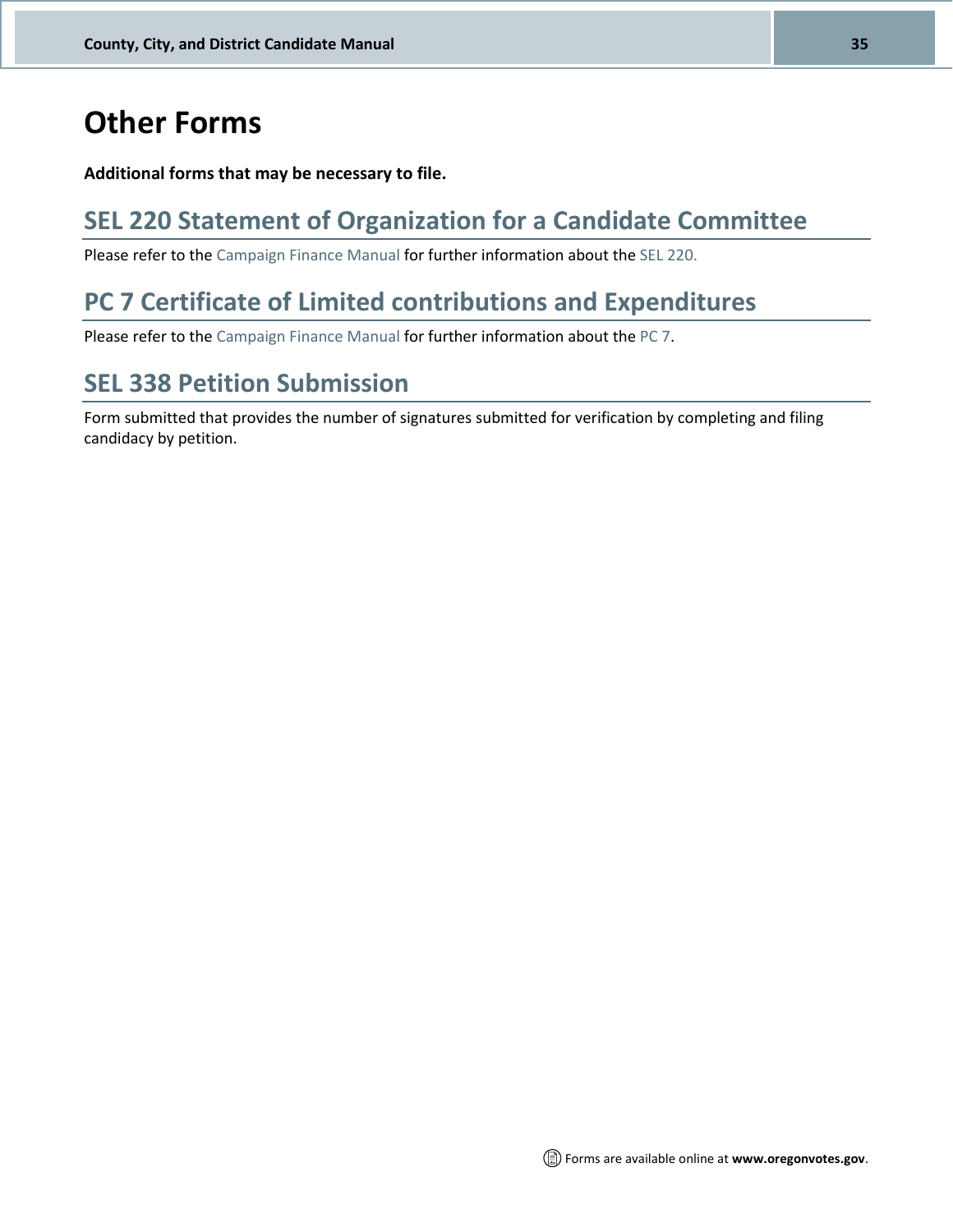# Other Forms

**Additional forms that may be necessary to file.**

## SEL 220 Statement of Organization for a Candidate Committee

Please refer to the Campaign Finance Manual for further information about the SEL 220.

## PC 7 Certificate of Limited contributions and Expenditures

Please refer to the Campaign Finance Manual for further information about the PC 7.

## SEL 338 Petition Submission

Form submitted that provides the number of signatures submitted for verification by completing and filing candidacy by petition.

Forms are available online at **www.oregonvotes.gov**.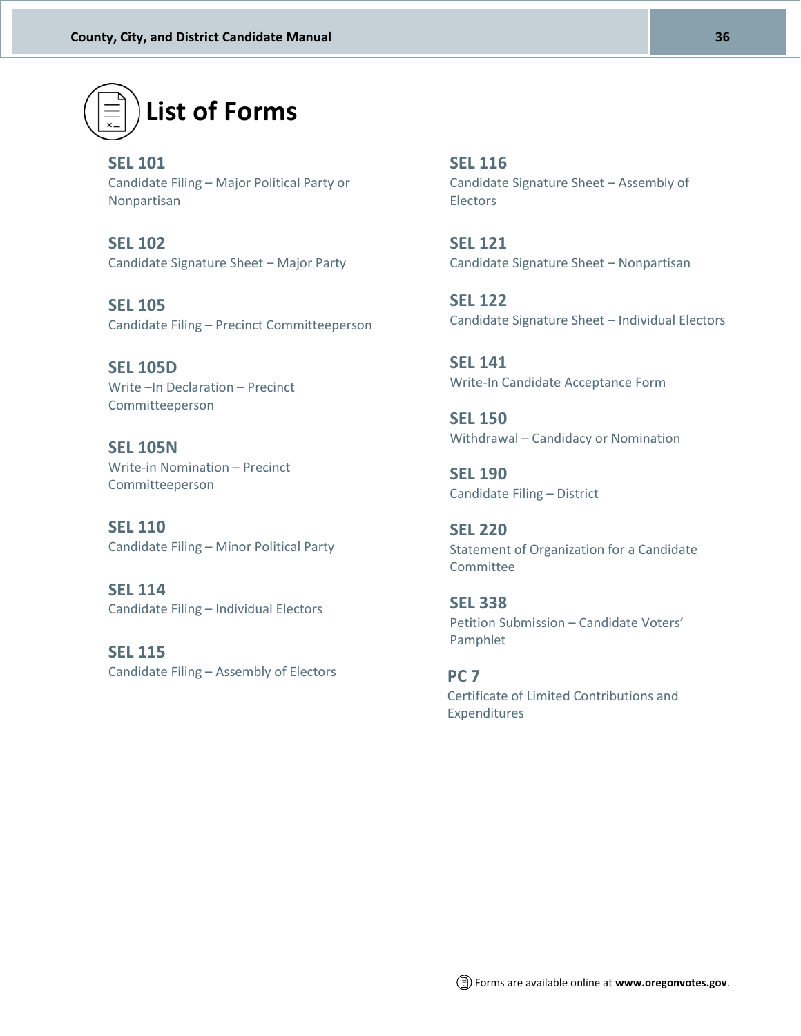# List of Forms

**SEL 101**
Candidate Filing – Major Political Party or Nonpartisan

**SEL 102**
Candidate Signature Sheet – Major Party

**SEL 105**
Candidate Filing – Precinct Committeeperson

**SEL 105D**
Write –In Declaration – Precinct Committeeperson

**SEL 105N**
Write-in Nomination – Precinct Committeeperson

**SEL 110**
Candidate Filing – Minor Political Party

**SEL 114**
Candidate Filing – Individual Electors

**SEL 115**
Candidate Filing – Assembly of Electors

**SEL 116**
Candidate Signature Sheet – Assembly of Electors

**SEL 121**
Candidate Signature Sheet – Nonpartisan

**SEL 122**
Candidate Signature Sheet – Individual Electors

**SEL 141**
Write-In Candidate Acceptance Form

**SEL 150**
Withdrawal – Candidacy or Nomination

**SEL 190**
Candidate Filing – District

**SEL 220**
Statement of Organization for a Candidate Committee

**SEL 338**
Petition Submission – Candidate Voters' Pamphlet

**PC 7**
Certificate of Limited Contributions and Expenditures

Forms are available online at **www.oregonvotes.gov**.